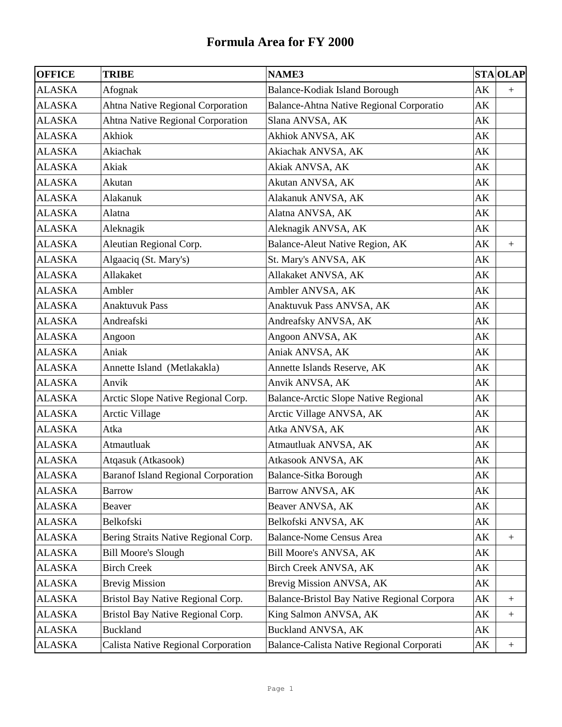# Formula Area for FY 2000

| OFFICE | TRIBE | NAME3 | STA | OLAP |
|---|---|---|---|---|
| ALASKA | Afognak | Balance-Kodiak Island Borough | AK | + |
| ALASKA | Ahtna Native Regional Corporation | Balance-Ahtna Native Regional Corporatio | AK | |
| ALASKA | Ahtna Native Regional Corporation | Slana ANVSA, AK | AK | |
| ALASKA | Akhiok | Akhiok ANVSA, AK | AK | |
| ALASKA | Akiachak | Akiachak ANVSA, AK | AK | |
| ALASKA | Akiak | Akiak ANVSA, AK | AK | |
| ALASKA | Akutan | Akutan ANVSA, AK | AK | |
| ALASKA | Alakanuk | Alakanuk ANVSA, AK | AK | |
| ALASKA | Alatna | Alatna ANVSA, AK | AK | |
| ALASKA | Aleknagik | Aleknagik ANVSA, AK | AK | |
| ALASKA | Aleutian Regional Corp. | Balance-Aleut Native Region, AK | AK | + |
| ALASKA | Algaaciq (St. Mary's) | St. Mary's ANVSA, AK | AK | |
| ALASKA | Allakaket | Allakaket ANVSA, AK | AK | |
| ALASKA | Ambler | Ambler ANVSA, AK | AK | |
| ALASKA | Anaktuvuk Pass | Anaktuvuk Pass ANVSA, AK | AK | |
| ALASKA | Andreafski | Andreafsky ANVSA, AK | AK | |
| ALASKA | Angoon | Angoon ANVSA, AK | AK | |
| ALASKA | Aniak | Aniak ANVSA, AK | AK | |
| ALASKA | Annette Island (Metlakakla) | Annette Islands Reserve, AK | AK | |
| ALASKA | Anvik | Anvik ANVSA, AK | AK | |
| ALASKA | Arctic Slope Native Regional Corp. | Balance-Arctic Slope Native Regional | AK | |
| ALASKA | Arctic Village | Arctic Village ANVSA, AK | AK | |
| ALASKA | Atka | Atka ANVSA, AK | AK | |
| ALASKA | Atmautluak | Atmautluak ANVSA, AK | AK | |
| ALASKA | Atqasuk (Atkasook) | Atkasook ANVSA, AK | AK | |
| ALASKA | Baranof Island Regional Corporation | Balance-Sitka Borough | AK | |
| ALASKA | Barrow | Barrow ANVSA, AK | AK | |
| ALASKA | Beaver | Beaver ANVSA, AK | AK | |
| ALASKA | Belkofski | Belkofski ANVSA, AK | AK | |
| ALASKA | Bering Straits Native Regional Corp. | Balance-Nome Census Area | AK | + |
| ALASKA | Bill Moore's Slough | Bill Moore's ANVSA, AK | AK | |
| ALASKA | Birch Creek | Birch Creek ANVSA, AK | AK | |
| ALASKA | Brevig Mission | Brevig Mission ANVSA, AK | AK | |
| ALASKA | Bristol Bay Native Regional Corp. | Balance-Bristol Bay Native Regional Corpora | AK | + |
| ALASKA | Bristol Bay Native Regional Corp. | King Salmon ANVSA, AK | AK | + |
| ALASKA | Buckland | Buckland ANVSA, AK | AK | |
| ALASKA | Calista Native Regional Corporation | Balance-Calista Native Regional Corporati | AK | + |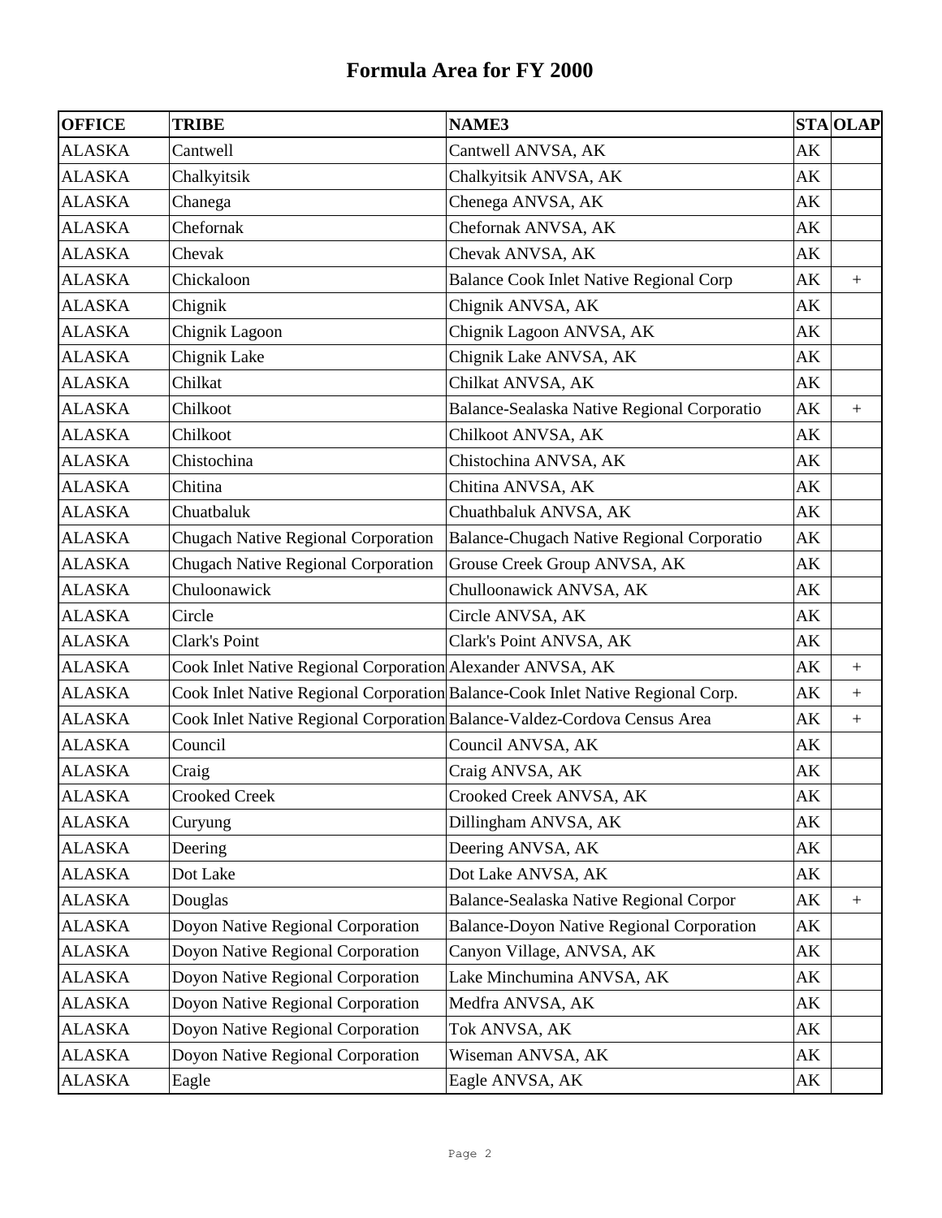# Formula Area for FY 2000

| OFFICE | TRIBE | NAME3 | STA | OLAP |
|---|---|---|---|---|
| ALASKA | Cantwell | Cantwell ANVSA, AK | AK | |
| ALASKA | Chalkyitsik | Chalkyitsik ANVSA, AK | AK | |
| ALASKA | Chanega | Chenega ANVSA, AK | AK | |
| ALASKA | Chefornak | Chefornak ANVSA, AK | AK | |
| ALASKA | Chevak | Chevak ANVSA, AK | AK | |
| ALASKA | Chickaloon | Balance Cook Inlet Native Regional Corp | AK | + |
| ALASKA | Chignik | Chignik ANVSA, AK | AK | |
| ALASKA | Chignik Lagoon | Chignik Lagoon ANVSA, AK | AK | |
| ALASKA | Chignik Lake | Chignik Lake ANVSA, AK | AK | |
| ALASKA | Chilkat | Chilkat ANVSA, AK | AK | |
| ALASKA | Chilkoot | Balance-Sealaska Native Regional Corporatio | AK | + |
| ALASKA | Chilkoot | Chilkoot ANVSA, AK | AK | |
| ALASKA | Chistochina | Chistochina ANVSA, AK | AK | |
| ALASKA | Chitina | Chitina ANVSA, AK | AK | |
| ALASKA | Chuatbaluk | Chuathbaluk ANVSA, AK | AK | |
| ALASKA | Chugach Native Regional Corporation | Balance-Chugach Native Regional Corporatio | AK | |
| ALASKA | Chugach Native Regional Corporation | Grouse Creek Group ANVSA, AK | AK | |
| ALASKA | Chuloonawick | Chulloonawick ANVSA, AK | AK | |
| ALASKA | Circle | Circle ANVSA, AK | AK | |
| ALASKA | Clark's Point | Clark's Point ANVSA, AK | AK | |
| ALASKA | Cook Inlet Native Regional Corporation | Alexander ANVSA, AK | AK | + |
| ALASKA | Cook Inlet Native Regional Corporation | Balance-Cook Inlet Native Regional Corp. | AK | + |
| ALASKA | Cook Inlet Native Regional Corporation | Balance-Valdez-Cordova Census Area | AK | + |
| ALASKA | Council | Council ANVSA, AK | AK | |
| ALASKA | Craig | Craig ANVSA, AK | AK | |
| ALASKA | Crooked Creek | Crooked Creek ANVSA, AK | AK | |
| ALASKA | Curyung | Dillingham ANVSA, AK | AK | |
| ALASKA | Deering | Deering ANVSA, AK | AK | |
| ALASKA | Dot Lake | Dot Lake ANVSA, AK | AK | |
| ALASKA | Douglas | Balance-Sealaska Native Regional Corpor | AK | + |
| ALASKA | Doyon Native Regional Corporation | Balance-Doyon Native Regional Corporation | AK | |
| ALASKA | Doyon Native Regional Corporation | Canyon Village, ANVSA, AK | AK | |
| ALASKA | Doyon Native Regional Corporation | Lake Minchumina ANVSA, AK | AK | |
| ALASKA | Doyon Native Regional Corporation | Medfra ANVSA, AK | AK | |
| ALASKA | Doyon Native Regional Corporation | Tok ANVSA, AK | AK | |
| ALASKA | Doyon Native Regional Corporation | Wiseman ANVSA, AK | AK | |
| ALASKA | Eagle | Eagle ANVSA, AK | AK | |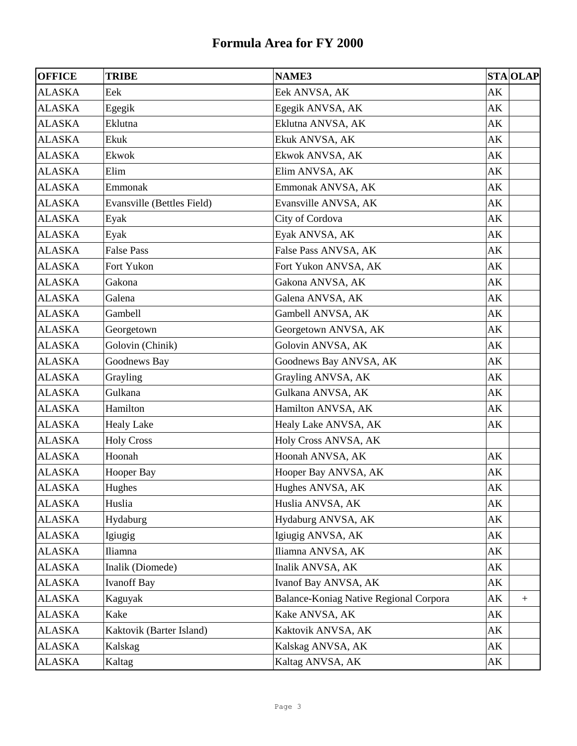# Formula Area for FY 2000

| OFFICE | TRIBE | NAME3 | STA | OLAP |
|---|---|---|---|---|
| ALASKA | Eek | Eek ANVSA, AK | AK | |
| ALASKA | Egegik | Egegik ANVSA, AK | AK | |
| ALASKA | Eklutna | Eklutna ANVSA, AK | AK | |
| ALASKA | Ekuk | Ekuk ANVSA, AK | AK | |
| ALASKA | Ekwok | Ekwok ANVSA, AK | AK | |
| ALASKA | Elim | Elim ANVSA, AK | AK | |
| ALASKA | Emmonak | Emmonak ANVSA, AK | AK | |
| ALASKA | Evansville (Bettles Field) | Evansville ANVSA, AK | AK | |
| ALASKA | Eyak | City of Cordova | AK | |
| ALASKA | Eyak | Eyak ANVSA, AK | AK | |
| ALASKA | False Pass | False Pass ANVSA, AK | AK | |
| ALASKA | Fort Yukon | Fort Yukon ANVSA, AK | AK | |
| ALASKA | Gakona | Gakona ANVSA, AK | AK | |
| ALASKA | Galena | Galena ANVSA, AK | AK | |
| ALASKA | Gambell | Gambell ANVSA, AK | AK | |
| ALASKA | Georgetown | Georgetown ANVSA, AK | AK | |
| ALASKA | Golovin (Chinik) | Golovin ANVSA, AK | AK | |
| ALASKA | Goodnews Bay | Goodnews Bay ANVSA, AK | AK | |
| ALASKA | Grayling | Grayling ANVSA, AK | AK | |
| ALASKA | Gulkana | Gulkana ANVSA, AK | AK | |
| ALASKA | Hamilton | Hamilton ANVSA, AK | AK | |
| ALASKA | Healy Lake | Healy Lake ANVSA, AK | AK | |
| ALASKA | Holy Cross | Holy Cross ANVSA, AK | | |
| ALASKA | Hoonah | Hoonah ANVSA, AK | AK | |
| ALASKA | Hooper Bay | Hooper Bay ANVSA, AK | AK | |
| ALASKA | Hughes | Hughes ANVSA, AK | AK | |
| ALASKA | Huslia | Huslia ANVSA, AK | AK | |
| ALASKA | Hydaburg | Hydaburg ANVSA, AK | AK | |
| ALASKA | Igiugig | Igiugig ANVSA, AK | AK | |
| ALASKA | Iliamna | Iliamna ANVSA, AK | AK | |
| ALASKA | Inalik (Diomede) | Inalik ANVSA, AK | AK | |
| ALASKA | Ivanoff Bay | Ivanof Bay ANVSA, AK | AK | |
| ALASKA | Kaguyak | Balance-Koniag Native Regional Corpora | AK | + |
| ALASKA | Kake | Kake ANVSA, AK | AK | |
| ALASKA | Kaktovik (Barter Island) | Kaktovik ANVSA, AK | AK | |
| ALASKA | Kalskag | Kalskag ANVSA, AK | AK | |
| ALASKA | Kaltag | Kaltag ANVSA, AK | AK | |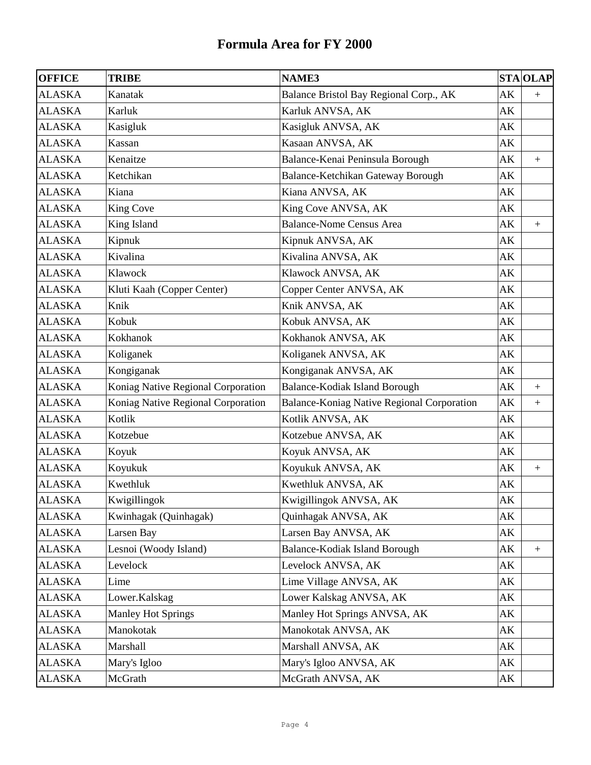# Formula Area for FY 2000

| OFFICE | TRIBE | NAME3 | STA | OLAP |
|---|---|---|---|---|
| ALASKA | Kanatak | Balance Bristol Bay Regional Corp., AK | AK | + |
| ALASKA | Karluk | Karluk ANVSA, AK | AK | |
| ALASKA | Kasigluk | Kasigluk ANVSA, AK | AK | |
| ALASKA | Kassan | Kasaan ANVSA, AK | AK | |
| ALASKA | Kenaitze | Balance-Kenai Peninsula Borough | AK | + |
| ALASKA | Ketchikan | Balance-Ketchikan Gateway Borough | AK | |
| ALASKA | Kiana | Kiana ANVSA, AK | AK | |
| ALASKA | King Cove | King Cove ANVSA, AK | AK | |
| ALASKA | King Island | Balance-Nome Census Area | AK | + |
| ALASKA | Kipnuk | Kipnuk ANVSA, AK | AK | |
| ALASKA | Kivalina | Kivalina ANVSA, AK | AK | |
| ALASKA | Klawock | Klawock ANVSA, AK | AK | |
| ALASKA | Kluti Kaah (Copper Center) | Copper Center ANVSA, AK | AK | |
| ALASKA | Knik | Knik ANVSA, AK | AK | |
| ALASKA | Kobuk | Kobuk ANVSA, AK | AK | |
| ALASKA | Kokhanok | Kokhanok ANVSA, AK | AK | |
| ALASKA | Koliganek | Koliganek ANVSA, AK | AK | |
| ALASKA | Kongiganak | Kongiganak ANVSA, AK | AK | |
| ALASKA | Koniag Native Regional Corporation | Balance-Kodiak Island Borough | AK | + |
| ALASKA | Koniag Native Regional Corporation | Balance-Koniag Native Regional Corporation | AK | + |
| ALASKA | Kotlik | Kotlik ANVSA, AK | AK | |
| ALASKA | Kotzebue | Kotzebue ANVSA, AK | AK | |
| ALASKA | Koyuk | Koyuk ANVSA, AK | AK | |
| ALASKA | Koyukuk | Koyukuk ANVSA, AK | AK | + |
| ALASKA | Kwethluk | Kwethluk ANVSA, AK | AK | |
| ALASKA | Kwigillingok | Kwigillingok ANVSA, AK | AK | |
| ALASKA | Kwinhagak (Quinhagak) | Quinhagak ANVSA, AK | AK | |
| ALASKA | Larsen Bay | Larsen Bay ANVSA, AK | AK | |
| ALASKA | Lesnoi (Woody Island) | Balance-Kodiak Island Borough | AK | + |
| ALASKA | Levelock | Levelock ANVSA, AK | AK | |
| ALASKA | Lime | Lime Village ANVSA, AK | AK | |
| ALASKA | Lower.Kalskag | Lower Kalskag ANVSA, AK | AK | |
| ALASKA | Manley Hot Springs | Manley Hot Springs ANVSA, AK | AK | |
| ALASKA | Manokotak | Manokotak ANVSA, AK | AK | |
| ALASKA | Marshall | Marshall ANVSA, AK | AK | |
| ALASKA | Mary's Igloo | Mary's Igloo ANVSA, AK | AK | |
| ALASKA | McGrath | McGrath ANVSA, AK | AK | |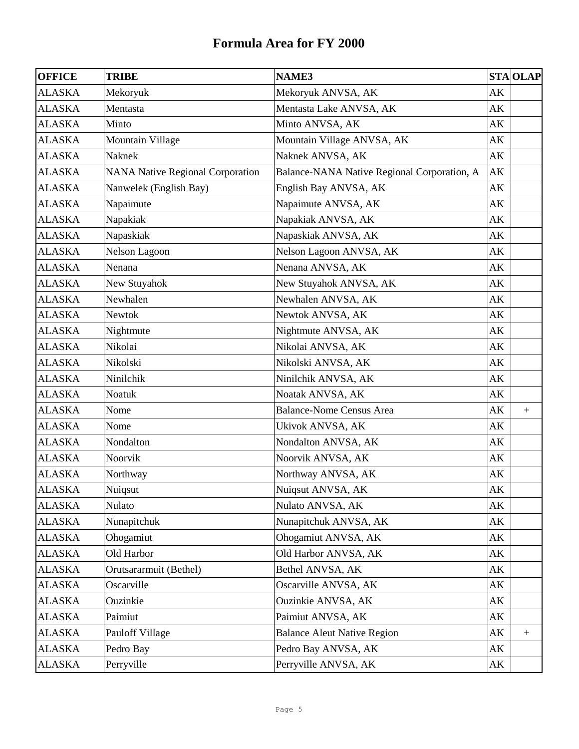# Formula Area for FY 2000

| OFFICE | TRIBE | NAME3 | STA | OLAP |
|---|---|---|---|---|
| ALASKA | Mekoryuk | Mekoryuk ANVSA, AK | AK | |
| ALASKA | Mentasta | Mentasta Lake ANVSA, AK | AK | |
| ALASKA | Minto | Minto ANVSA, AK | AK | |
| ALASKA | Mountain Village | Mountain Village ANVSA, AK | AK | |
| ALASKA | Naknek | Naknek ANVSA, AK | AK | |
| ALASKA | NANA Native Regional Corporation | Balance-NANA Native Regional Corporation, A | AK | |
| ALASKA | Nanwelek (English Bay) | English Bay ANVSA, AK | AK | |
| ALASKA | Napaimute | Napaimute ANVSA, AK | AK | |
| ALASKA | Napakiak | Napakiak ANVSA, AK | AK | |
| ALASKA | Napaskiak | Napaskiak ANVSA, AK | AK | |
| ALASKA | Nelson Lagoon | Nelson Lagoon ANVSA, AK | AK | |
| ALASKA | Nenana | Nenana ANVSA, AK | AK | |
| ALASKA | New Stuyahok | New Stuyahok ANVSA, AK | AK | |
| ALASKA | Newhalen | Newhalen ANVSA, AK | AK | |
| ALASKA | Newtok | Newtok ANVSA, AK | AK | |
| ALASKA | Nightmute | Nightmute ANVSA, AK | AK | |
| ALASKA | Nikolai | Nikolai ANVSA, AK | AK | |
| ALASKA | Nikolski | Nikolski ANVSA, AK | AK | |
| ALASKA | Ninilchik | Ninilchik ANVSA, AK | AK | |
| ALASKA | Noatuk | Noatak ANVSA, AK | AK | |
| ALASKA | Nome | Balance-Nome Census Area | AK | + |
| ALASKA | Nome | Ukivok ANVSA, AK | AK | |
| ALASKA | Nondalton | Nondalton ANVSA, AK | AK | |
| ALASKA | Noorvik | Noorvik ANVSA, AK | AK | |
| ALASKA | Northway | Northway ANVSA, AK | AK | |
| ALASKA | Nuiqsut | Nuiqsut ANVSA, AK | AK | |
| ALASKA | Nulato | Nulato ANVSA, AK | AK | |
| ALASKA | Nunapitchuk | Nunapitchuk ANVSA, AK | AK | |
| ALASKA | Ohogamiut | Ohogamiut ANVSA, AK | AK | |
| ALASKA | Old Harbor | Old Harbor ANVSA, AK | AK | |
| ALASKA | Orutsararmuit (Bethel) | Bethel ANVSA, AK | AK | |
| ALASKA | Oscarville | Oscarville ANVSA, AK | AK | |
| ALASKA | Ouzinkie | Ouzinkie ANVSA, AK | AK | |
| ALASKA | Paimiut | Paimiut ANVSA, AK | AK | |
| ALASKA | Pauloff Village | Balance Aleut Native Region | AK | + |
| ALASKA | Pedro Bay | Pedro Bay ANVSA, AK | AK | |
| ALASKA | Perryville | Perryville ANVSA, AK | AK | |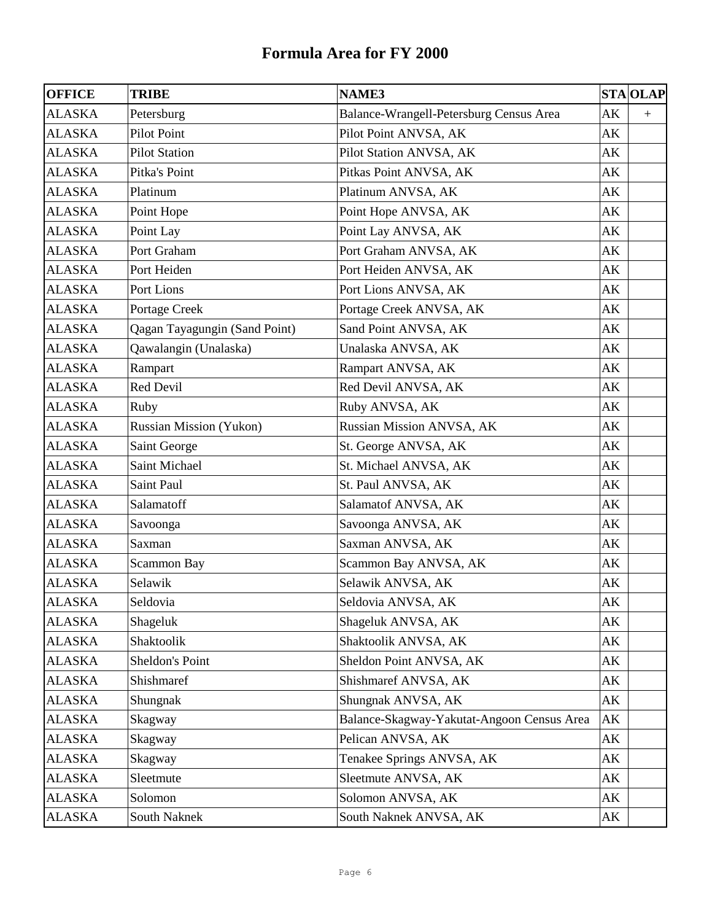# Formula Area for FY 2000

| OFFICE | TRIBE | NAME3 | STA | OLAP |
|---|---|---|---|---|
| ALASKA | Petersburg | Balance-Wrangell-Petersburg Census Area | AK | + |
| ALASKA | Pilot Point | Pilot Point ANVSA, AK | AK | |
| ALASKA | Pilot Station | Pilot Station ANVSA, AK | AK | |
| ALASKA | Pitka's Point | Pitkas Point ANVSA, AK | AK | |
| ALASKA | Platinum | Platinum ANVSA, AK | AK | |
| ALASKA | Point Hope | Point Hope ANVSA, AK | AK | |
| ALASKA | Point Lay | Point Lay ANVSA, AK | AK | |
| ALASKA | Port Graham | Port Graham ANVSA, AK | AK | |
| ALASKA | Port Heiden | Port Heiden ANVSA, AK | AK | |
| ALASKA | Port Lions | Port Lions ANVSA, AK | AK | |
| ALASKA | Portage Creek | Portage Creek ANVSA, AK | AK | |
| ALASKA | Qagan Tayagungin (Sand Point) | Sand Point ANVSA, AK | AK | |
| ALASKA | Qawalangin (Unalaska) | Unalaska ANVSA, AK | AK | |
| ALASKA | Rampart | Rampart ANVSA, AK | AK | |
| ALASKA | Red Devil | Red Devil ANVSA, AK | AK | |
| ALASKA | Ruby | Ruby ANVSA, AK | AK | |
| ALASKA | Russian Mission (Yukon) | Russian Mission ANVSA, AK | AK | |
| ALASKA | Saint George | St. George ANVSA, AK | AK | |
| ALASKA | Saint Michael | St. Michael ANVSA, AK | AK | |
| ALASKA | Saint Paul | St. Paul ANVSA, AK | AK | |
| ALASKA | Salamatoff | Salamatof ANVSA, AK | AK | |
| ALASKA | Savoonga | Savoonga ANVSA, AK | AK | |
| ALASKA | Saxman | Saxman ANVSA, AK | AK | |
| ALASKA | Scammon Bay | Scammon Bay ANVSA, AK | AK | |
| ALASKA | Selawik | Selawik ANVSA, AK | AK | |
| ALASKA | Seldovia | Seldovia ANVSA, AK | AK | |
| ALASKA | Shageluk | Shageluk ANVSA, AK | AK | |
| ALASKA | Shaktoolik | Shaktoolik ANVSA, AK | AK | |
| ALASKA | Sheldon's Point | Sheldon Point ANVSA, AK | AK | |
| ALASKA | Shishmaref | Shishmaref ANVSA, AK | AK | |
| ALASKA | Shungnak | Shungnak ANVSA, AK | AK | |
| ALASKA | Skagway | Balance-Skagway-Yakutat-Angoon Census Area | AK | |
| ALASKA | Skagway | Pelican ANVSA, AK | AK | |
| ALASKA | Skagway | Tenakee Springs ANVSA, AK | AK | |
| ALASKA | Sleetmute | Sleetmute ANVSA, AK | AK | |
| ALASKA | Solomon | Solomon ANVSA, AK | AK | |
| ALASKA | South Naknek | South Naknek ANVSA, AK | AK | |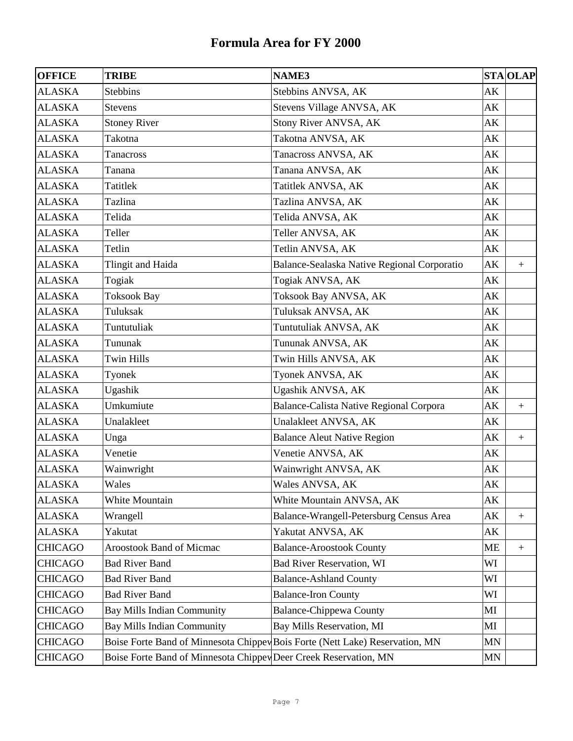# Formula Area for FY 2000

| OFFICE | TRIBE | NAME3 | STA | OLAP |
|---|---|---|---|---|
| ALASKA | Stebbins | Stebbins ANVSA, AK | AK | |
| ALASKA | Stevens | Stevens Village ANVSA, AK | AK | |
| ALASKA | Stoney River | Stony River ANVSA, AK | AK | |
| ALASKA | Takotna | Takotna ANVSA, AK | AK | |
| ALASKA | Tanacross | Tanacross ANVSA, AK | AK | |
| ALASKA | Tanana | Tanana ANVSA, AK | AK | |
| ALASKA | Tatitlek | Tatitlek ANVSA, AK | AK | |
| ALASKA | Tazlina | Tazlina ANVSA, AK | AK | |
| ALASKA | Telida | Telida ANVSA, AK | AK | |
| ALASKA | Teller | Teller ANVSA, AK | AK | |
| ALASKA | Tetlin | Tetlin ANVSA, AK | AK | |
| ALASKA | Tlingit and Haida | Balance-Sealaska Native Regional Corporatio | AK | + |
| ALASKA | Togiak | Togiak ANVSA, AK | AK | |
| ALASKA | Toksook Bay | Toksook Bay ANVSA, AK | AK | |
| ALASKA | Tuluksak | Tuluksak ANVSA, AK | AK | |
| ALASKA | Tuntutuliak | Tuntutuliak ANVSA, AK | AK | |
| ALASKA | Tununak | Tununak ANVSA, AK | AK | |
| ALASKA | Twin Hills | Twin Hills ANVSA, AK | AK | |
| ALASKA | Tyonek | Tyonek ANVSA, AK | AK | |
| ALASKA | Ugashik | Ugashik ANVSA, AK | AK | |
| ALASKA | Umkumiute | Balance-Calista Native Regional Corpora | AK | + |
| ALASKA | Unalakleet | Unalakleet ANVSA, AK | AK | |
| ALASKA | Unga | Balance Aleut Native Region | AK | + |
| ALASKA | Venetie | Venetie ANVSA, AK | AK | |
| ALASKA | Wainwright | Wainwright ANVSA, AK | AK | |
| ALASKA | Wales | Wales ANVSA, AK | AK | |
| ALASKA | White Mountain | White Mountain ANVSA, AK | AK | |
| ALASKA | Wrangell | Balance-Wrangell-Petersburg Census Area | AK | + |
| ALASKA | Yakutat | Yakutat ANVSA, AK | AK | |
| CHICAGO | Aroostook Band of Micmac | Balance-Aroostook County | ME | + |
| CHICAGO | Bad River Band | Bad River Reservation, WI | WI | |
| CHICAGO | Bad River Band | Balance-Ashland County | WI | |
| CHICAGO | Bad River Band | Balance-Iron County | WI | |
| CHICAGO | Bay Mills Indian Community | Balance-Chippewa County | MI | |
| CHICAGO | Bay Mills Indian Community | Bay Mills Reservation, MI | MI | |
| CHICAGO | Boise Forte Band of Minnesota Chippev | Bois Forte (Nett Lake) Reservation, MN | MN | |
| CHICAGO | Boise Forte Band of Minnesota Chippev | Deer Creek Reservation, MN | MN | |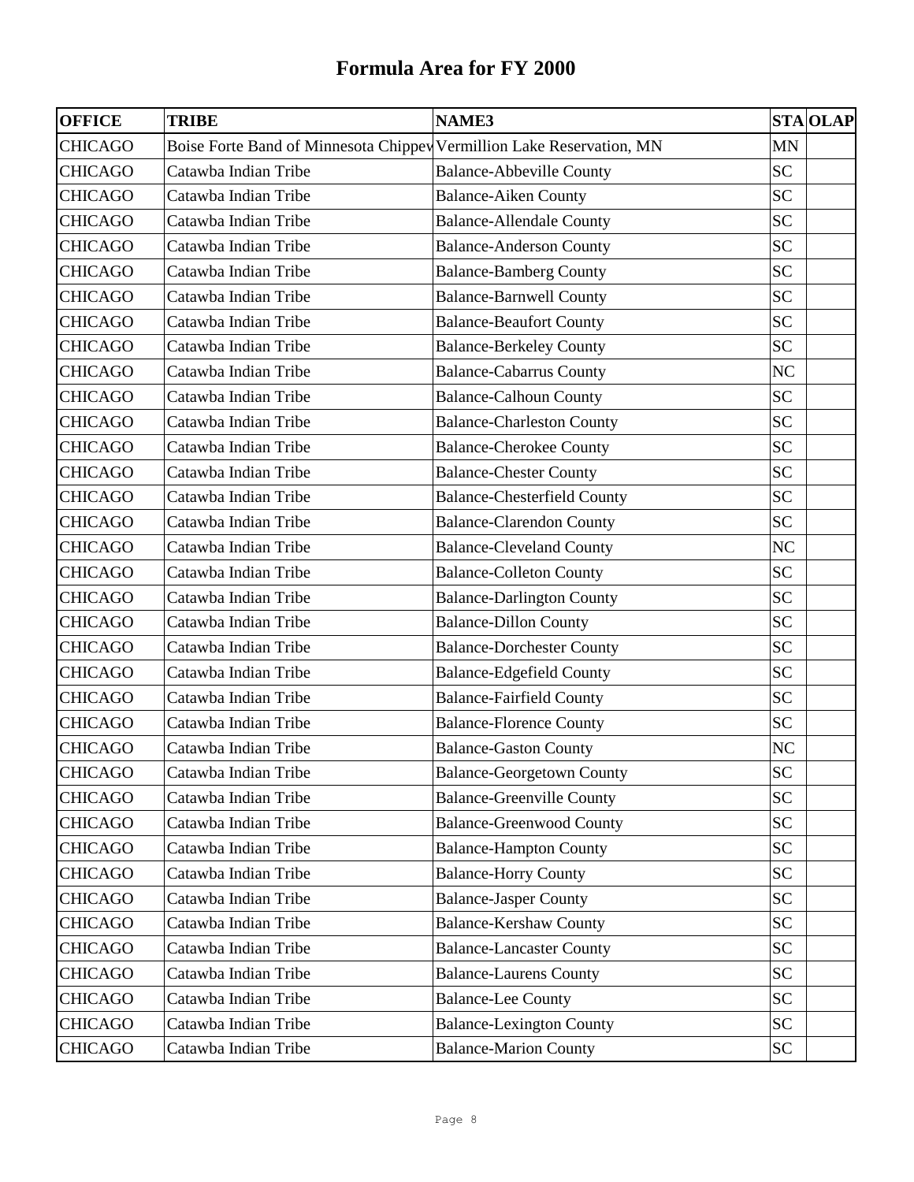# Formula Area for FY 2000

| OFFICE | TRIBE | NAME3 | STA | OLAP |
|---|---|---|---|---|
| CHICAGO | Boise Forte Band of Minnesota Chippew | Vermillion Lake Reservation, MN | MN | |
| CHICAGO | Catawba Indian Tribe | Balance-Abbeville County | SC | |
| CHICAGO | Catawba Indian Tribe | Balance-Aiken County | SC | |
| CHICAGO | Catawba Indian Tribe | Balance-Allendale County | SC | |
| CHICAGO | Catawba Indian Tribe | Balance-Anderson County | SC | |
| CHICAGO | Catawba Indian Tribe | Balance-Bamberg County | SC | |
| CHICAGO | Catawba Indian Tribe | Balance-Barnwell County | SC | |
| CHICAGO | Catawba Indian Tribe | Balance-Beaufort County | SC | |
| CHICAGO | Catawba Indian Tribe | Balance-Berkeley County | SC | |
| CHICAGO | Catawba Indian Tribe | Balance-Cabarrus County | NC | |
| CHICAGO | Catawba Indian Tribe | Balance-Calhoun County | SC | |
| CHICAGO | Catawba Indian Tribe | Balance-Charleston County | SC | |
| CHICAGO | Catawba Indian Tribe | Balance-Cherokee County | SC | |
| CHICAGO | Catawba Indian Tribe | Balance-Chester County | SC | |
| CHICAGO | Catawba Indian Tribe | Balance-Chesterfield County | SC | |
| CHICAGO | Catawba Indian Tribe | Balance-Clarendon County | SC | |
| CHICAGO | Catawba Indian Tribe | Balance-Cleveland County | NC | |
| CHICAGO | Catawba Indian Tribe | Balance-Colleton County | SC | |
| CHICAGO | Catawba Indian Tribe | Balance-Darlington County | SC | |
| CHICAGO | Catawba Indian Tribe | Balance-Dillon County | SC | |
| CHICAGO | Catawba Indian Tribe | Balance-Dorchester County | SC | |
| CHICAGO | Catawba Indian Tribe | Balance-Edgefield County | SC | |
| CHICAGO | Catawba Indian Tribe | Balance-Fairfield County | SC | |
| CHICAGO | Catawba Indian Tribe | Balance-Florence County | SC | |
| CHICAGO | Catawba Indian Tribe | Balance-Gaston County | NC | |
| CHICAGO | Catawba Indian Tribe | Balance-Georgetown County | SC | |
| CHICAGO | Catawba Indian Tribe | Balance-Greenville County | SC | |
| CHICAGO | Catawba Indian Tribe | Balance-Greenwood County | SC | |
| CHICAGO | Catawba Indian Tribe | Balance-Hampton County | SC | |
| CHICAGO | Catawba Indian Tribe | Balance-Horry County | SC | |
| CHICAGO | Catawba Indian Tribe | Balance-Jasper County | SC | |
| CHICAGO | Catawba Indian Tribe | Balance-Kershaw County | SC | |
| CHICAGO | Catawba Indian Tribe | Balance-Lancaster County | SC | |
| CHICAGO | Catawba Indian Tribe | Balance-Laurens County | SC | |
| CHICAGO | Catawba Indian Tribe | Balance-Lee County | SC | |
| CHICAGO | Catawba Indian Tribe | Balance-Lexington County | SC | |
| CHICAGO | Catawba Indian Tribe | Balance-Marion County | SC | |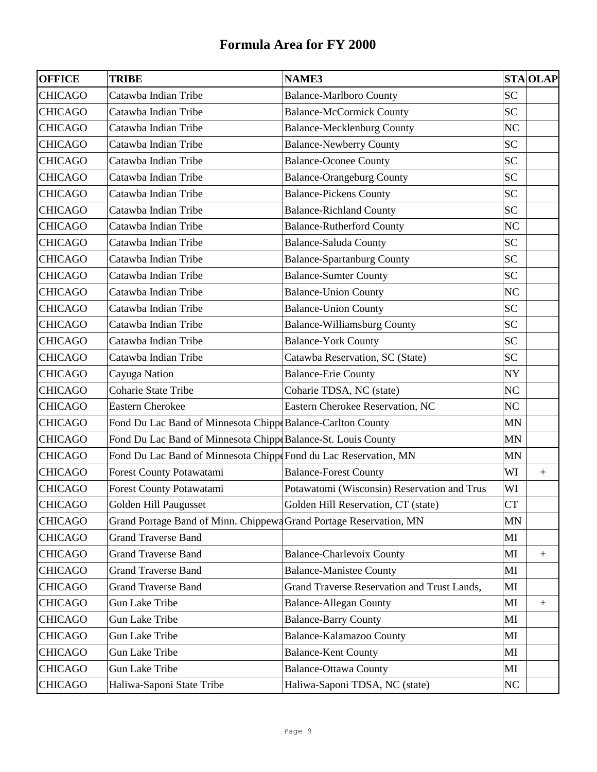# Formula Area for FY 2000

| OFFICE | TRIBE | NAME3 | STA | OLAP |
|---|---|---|---|---|
| CHICAGO | Catawba Indian Tribe | Balance-Marlboro County | SC | |
| CHICAGO | Catawba Indian Tribe | Balance-McCormick County | SC | |
| CHICAGO | Catawba Indian Tribe | Balance-Mecklenburg County | NC | |
| CHICAGO | Catawba Indian Tribe | Balance-Newberry County | SC | |
| CHICAGO | Catawba Indian Tribe | Balance-Oconee County | SC | |
| CHICAGO | Catawba Indian Tribe | Balance-Orangeburg County | SC | |
| CHICAGO | Catawba Indian Tribe | Balance-Pickens County | SC | |
| CHICAGO | Catawba Indian Tribe | Balance-Richland County | SC | |
| CHICAGO | Catawba Indian Tribe | Balance-Rutherford County | NC | |
| CHICAGO | Catawba Indian Tribe | Balance-Saluda County | SC | |
| CHICAGO | Catawba Indian Tribe | Balance-Spartanburg County | SC | |
| CHICAGO | Catawba Indian Tribe | Balance-Sumter County | SC | |
| CHICAGO | Catawba Indian Tribe | Balance-Union County | NC | |
| CHICAGO | Catawba Indian Tribe | Balance-Union County | SC | |
| CHICAGO | Catawba Indian Tribe | Balance-Williamsburg County | SC | |
| CHICAGO | Catawba Indian Tribe | Balance-York County | SC | |
| CHICAGO | Catawba Indian Tribe | Catawba Reservation, SC (State) | SC | |
| CHICAGO | Cayuga Nation | Balance-Erie County | NY | |
| CHICAGO | Coharie State Tribe | Coharie TDSA, NC (state) | NC | |
| CHICAGO | Eastern Cherokee | Eastern Cherokee Reservation, NC | NC | |
| CHICAGO | Fond Du Lac Band of Minnesota Chippe | Balance-Carlton County | MN | |
| CHICAGO | Fond Du Lac Band of Minnesota Chippe | Balance-St. Louis County | MN | |
| CHICAGO | Fond Du Lac Band of Minnesota Chippe | Fond du Lac Reservation, MN | MN | |
| CHICAGO | Forest County Potawatami | Balance-Forest County | WI | + |
| CHICAGO | Forest County Potawatami | Potawatomi (Wisconsin) Reservation and Trus | WI | |
| CHICAGO | Golden Hill Paugusset | Golden Hill Reservation, CT (state) | CT | |
| CHICAGO | Grand Portage Band of Minn. Chippewa | Grand Portage Reservation, MN | MN | |
| CHICAGO | Grand Traverse Band | | MI | |
| CHICAGO | Grand Traverse Band | Balance-Charlevoix County | MI | + |
| CHICAGO | Grand Traverse Band | Balance-Manistee County | MI | |
| CHICAGO | Grand Traverse Band | Grand Traverse Reservation and Trust Lands, | MI | |
| CHICAGO | Gun Lake Tribe | Balance-Allegan County | MI | + |
| CHICAGO | Gun Lake Tribe | Balance-Barry County | MI | |
| CHICAGO | Gun Lake Tribe | Balance-Kalamazoo County | MI | |
| CHICAGO | Gun Lake Tribe | Balance-Kent County | MI | |
| CHICAGO | Gun Lake Tribe | Balance-Ottawa County | MI | |
| CHICAGO | Haliwa-Saponi State Tribe | Haliwa-Saponi TDSA, NC (state) | NC | |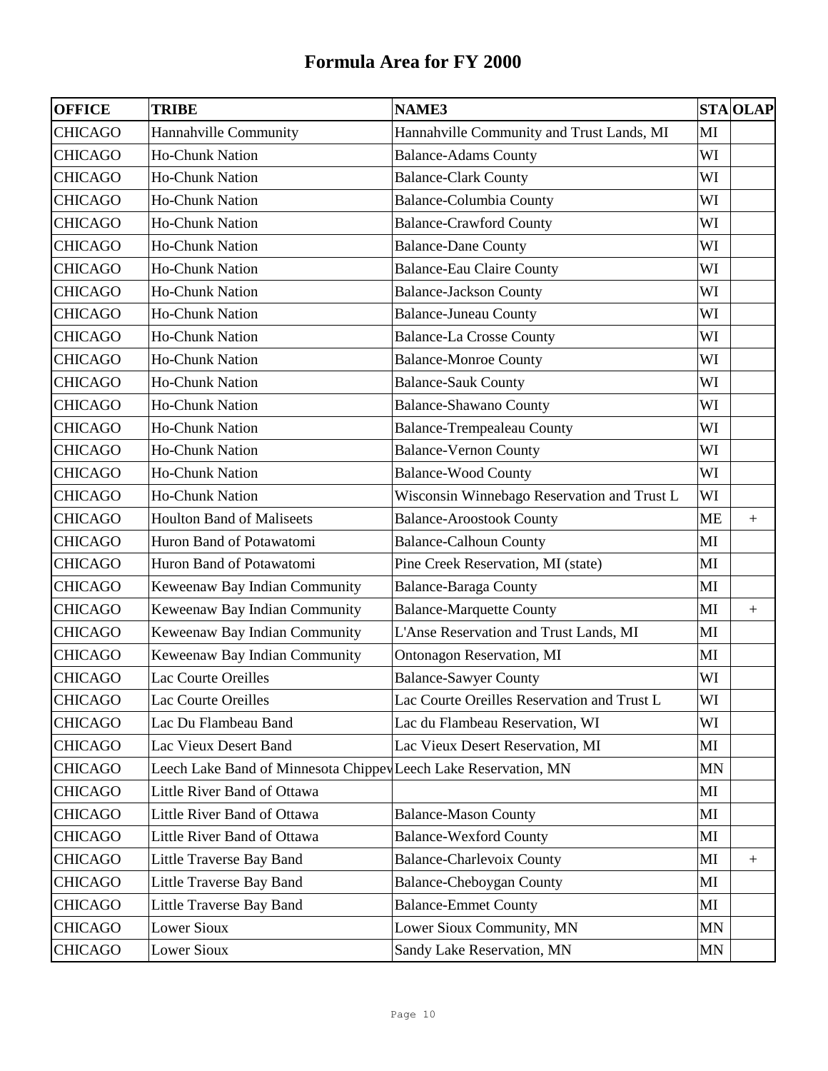# Formula Area for FY 2000

| OFFICE | TRIBE | NAME3 | STA | OLAP |
|---|---|---|---|---|
| CHICAGO | Hannahville Community | Hannahville Community and Trust Lands, MI | MI | |
| CHICAGO | Ho-Chunk Nation | Balance-Adams County | WI | |
| CHICAGO | Ho-Chunk Nation | Balance-Clark County | WI | |
| CHICAGO | Ho-Chunk Nation | Balance-Columbia County | WI | |
| CHICAGO | Ho-Chunk Nation | Balance-Crawford County | WI | |
| CHICAGO | Ho-Chunk Nation | Balance-Dane County | WI | |
| CHICAGO | Ho-Chunk Nation | Balance-Eau Claire County | WI | |
| CHICAGO | Ho-Chunk Nation | Balance-Jackson County | WI | |
| CHICAGO | Ho-Chunk Nation | Balance-Juneau County | WI | |
| CHICAGO | Ho-Chunk Nation | Balance-La Crosse County | WI | |
| CHICAGO | Ho-Chunk Nation | Balance-Monroe County | WI | |
| CHICAGO | Ho-Chunk Nation | Balance-Sauk County | WI | |
| CHICAGO | Ho-Chunk Nation | Balance-Shawano County | WI | |
| CHICAGO | Ho-Chunk Nation | Balance-Trempealeau County | WI | |
| CHICAGO | Ho-Chunk Nation | Balance-Vernon County | WI | |
| CHICAGO | Ho-Chunk Nation | Balance-Wood County | WI | |
| CHICAGO | Ho-Chunk Nation | Wisconsin Winnebago Reservation and Trust L | WI | |
| CHICAGO | Houlton Band of Maliseets | Balance-Aroostook County | ME | + |
| CHICAGO | Huron Band of Potawatomi | Balance-Calhoun County | MI | |
| CHICAGO | Huron Band of Potawatomi | Pine Creek Reservation, MI (state) | MI | |
| CHICAGO | Keweenaw Bay Indian Community | Balance-Baraga County | MI | |
| CHICAGO | Keweenaw Bay Indian Community | Balance-Marquette County | MI | + |
| CHICAGO | Keweenaw Bay Indian Community | L'Anse Reservation and Trust Lands, MI | MI | |
| CHICAGO | Keweenaw Bay Indian Community | Ontonagon Reservation, MI | MI | |
| CHICAGO | Lac Courte Oreilles | Balance-Sawyer County | WI | |
| CHICAGO | Lac Courte Oreilles | Lac Courte Oreilles Reservation and Trust L | WI | |
| CHICAGO | Lac Du Flambeau Band | Lac du Flambeau Reservation, WI | WI | |
| CHICAGO | Lac Vieux Desert Band | Lac Vieux Desert Reservation, MI | MI | |
| CHICAGO | Leech Lake Band of Minnesota Chippev | Leech Lake Reservation, MN | MN | |
| CHICAGO | Little River Band of Ottawa | | MI | |
| CHICAGO | Little River Band of Ottawa | Balance-Mason County | MI | |
| CHICAGO | Little River Band of Ottawa | Balance-Wexford County | MI | |
| CHICAGO | Little Traverse Bay Band | Balance-Charlevoix County | MI | + |
| CHICAGO | Little Traverse Bay Band | Balance-Cheboygan County | MI | |
| CHICAGO | Little Traverse Bay Band | Balance-Emmet County | MI | |
| CHICAGO | Lower Sioux | Lower Sioux Community, MN | MN | |
| CHICAGO | Lower Sioux | Sandy Lake Reservation, MN | MN | |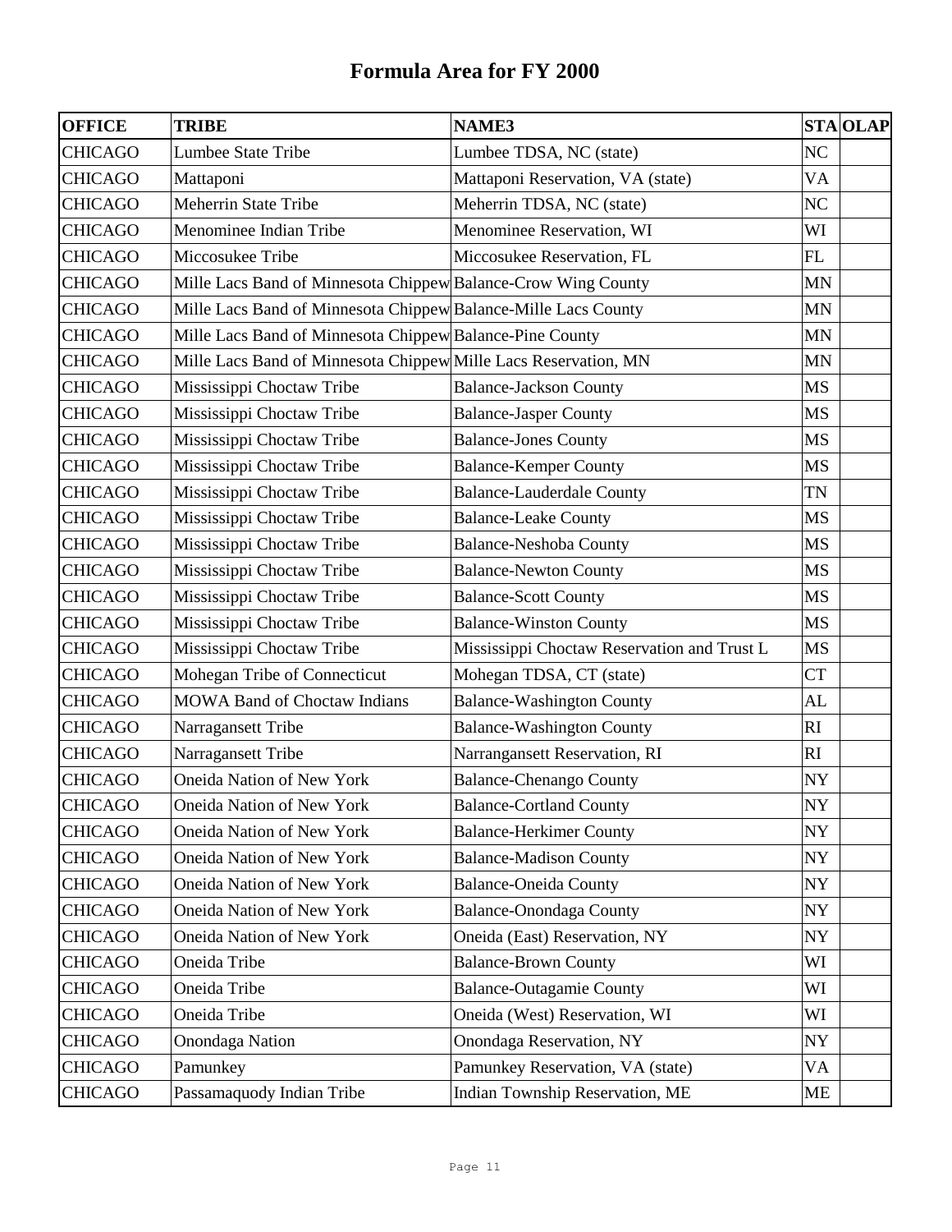# Formula Area for FY 2000

| OFFICE | TRIBE | NAME3 | STA | OLAP |
|---|---|---|---|---|
| CHICAGO | Lumbee State Tribe | Lumbee TDSA, NC (state) | NC | |
| CHICAGO | Mattaponi | Mattaponi Reservation, VA (state) | VA | |
| CHICAGO | Meherrin State Tribe | Meherrin TDSA, NC (state) | NC | |
| CHICAGO | Menominee Indian Tribe | Menominee Reservation, WI | WI | |
| CHICAGO | Miccosukee Tribe | Miccosukee Reservation, FL | FL | |
| CHICAGO | Mille Lacs Band of Minnesota Chippew | Balance-Crow Wing County | MN | |
| CHICAGO | Mille Lacs Band of Minnesota Chippew | Balance-Mille Lacs County | MN | |
| CHICAGO | Mille Lacs Band of Minnesota Chippew | Balance-Pine County | MN | |
| CHICAGO | Mille Lacs Band of Minnesota Chippew | Mille Lacs Reservation, MN | MN | |
| CHICAGO | Mississippi Choctaw Tribe | Balance-Jackson County | MS | |
| CHICAGO | Mississippi Choctaw Tribe | Balance-Jasper County | MS | |
| CHICAGO | Mississippi Choctaw Tribe | Balance-Jones County | MS | |
| CHICAGO | Mississippi Choctaw Tribe | Balance-Kemper County | MS | |
| CHICAGO | Mississippi Choctaw Tribe | Balance-Lauderdale County | TN | |
| CHICAGO | Mississippi Choctaw Tribe | Balance-Leake County | MS | |
| CHICAGO | Mississippi Choctaw Tribe | Balance-Neshoba County | MS | |
| CHICAGO | Mississippi Choctaw Tribe | Balance-Newton County | MS | |
| CHICAGO | Mississippi Choctaw Tribe | Balance-Scott County | MS | |
| CHICAGO | Mississippi Choctaw Tribe | Balance-Winston County | MS | |
| CHICAGO | Mississippi Choctaw Tribe | Mississippi Choctaw Reservation and Trust L | MS | |
| CHICAGO | Mohegan Tribe of Connecticut | Mohegan TDSA, CT (state) | CT | |
| CHICAGO | MOWA Band of Choctaw Indians | Balance-Washington County | AL | |
| CHICAGO | Narragansett Tribe | Balance-Washington County | RI | |
| CHICAGO | Narragansett Tribe | Narrangansett Reservation, RI | RI | |
| CHICAGO | Oneida Nation of New York | Balance-Chenango County | NY | |
| CHICAGO | Oneida Nation of New York | Balance-Cortland County | NY | |
| CHICAGO | Oneida Nation of New York | Balance-Herkimer County | NY | |
| CHICAGO | Oneida Nation of New York | Balance-Madison County | NY | |
| CHICAGO | Oneida Nation of New York | Balance-Oneida County | NY | |
| CHICAGO | Oneida Nation of New York | Balance-Onondaga County | NY | |
| CHICAGO | Oneida Nation of New York | Oneida (East) Reservation, NY | NY | |
| CHICAGO | Oneida Tribe | Balance-Brown County | WI | |
| CHICAGO | Oneida Tribe | Balance-Outagamie County | WI | |
| CHICAGO | Oneida Tribe | Oneida (West) Reservation, WI | WI | |
| CHICAGO | Onondaga Nation | Onondaga Reservation, NY | NY | |
| CHICAGO | Pamunkey | Pamunkey Reservation, VA (state) | VA | |
| CHICAGO | Passamaquody Indian Tribe | Indian Township Reservation, ME | ME | |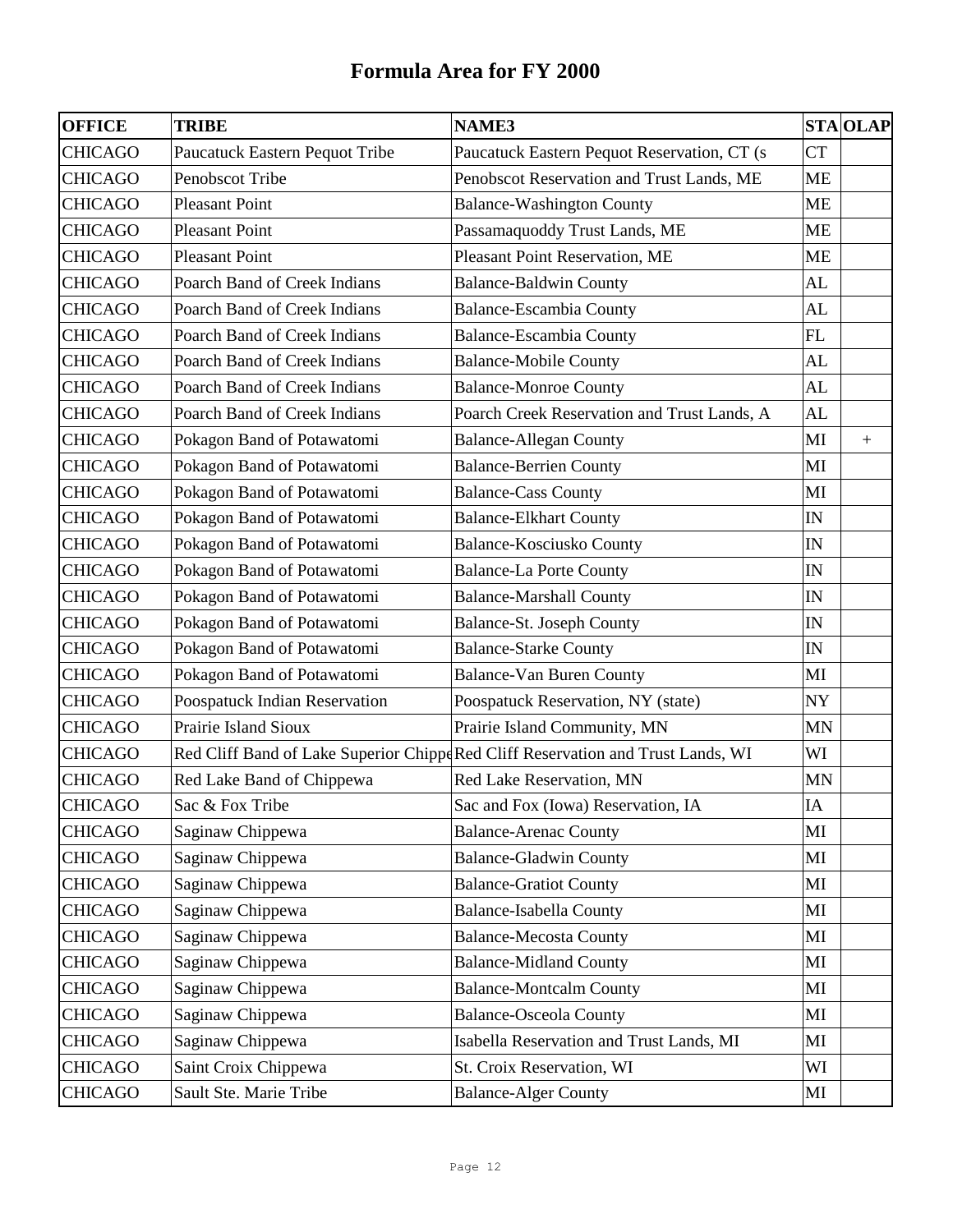# Formula Area for FY 2000

| OFFICE | TRIBE | NAME3 | STA | OLAP |
|---|---|---|---|---|
| CHICAGO | Paucatuck Eastern Pequot Tribe | Paucatuck Eastern Pequot Reservation, CT (s | CT | |
| CHICAGO | Penobscot Tribe | Penobscot Reservation and Trust Lands, ME | ME | |
| CHICAGO | Pleasant Point | Balance-Washington County | ME | |
| CHICAGO | Pleasant Point | Passamaquoddy Trust Lands, ME | ME | |
| CHICAGO | Pleasant Point | Pleasant Point Reservation, ME | ME | |
| CHICAGO | Poarch Band of Creek Indians | Balance-Baldwin County | AL | |
| CHICAGO | Poarch Band of Creek Indians | Balance-Escambia County | AL | |
| CHICAGO | Poarch Band of Creek Indians | Balance-Escambia County | FL | |
| CHICAGO | Poarch Band of Creek Indians | Balance-Mobile County | AL | |
| CHICAGO | Poarch Band of Creek Indians | Balance-Monroe County | AL | |
| CHICAGO | Poarch Band of Creek Indians | Poarch Creek Reservation and Trust Lands, A | AL | |
| CHICAGO | Pokagon Band of Potawatomi | Balance-Allegan County | MI | + |
| CHICAGO | Pokagon Band of Potawatomi | Balance-Berrien County | MI | |
| CHICAGO | Pokagon Band of Potawatomi | Balance-Cass County | MI | |
| CHICAGO | Pokagon Band of Potawatomi | Balance-Elkhart County | IN | |
| CHICAGO | Pokagon Band of Potawatomi | Balance-Kosciusko County | IN | |
| CHICAGO | Pokagon Band of Potawatomi | Balance-La Porte County | IN | |
| CHICAGO | Pokagon Band of Potawatomi | Balance-Marshall County | IN | |
| CHICAGO | Pokagon Band of Potawatomi | Balance-St. Joseph County | IN | |
| CHICAGO | Pokagon Band of Potawatomi | Balance-Starke County | IN | |
| CHICAGO | Pokagon Band of Potawatomi | Balance-Van Buren County | MI | |
| CHICAGO | Poospatuck Indian Reservation | Poospatuck Reservation, NY (state) | NY | |
| CHICAGO | Prairie Island Sioux | Prairie Island Community, MN | MN | |
| CHICAGO | Red Cliff Band of Lake Superior Chippe | Red Cliff Reservation and Trust Lands, WI | WI | |
| CHICAGO | Red Lake Band of Chippewa | Red Lake Reservation, MN | MN | |
| CHICAGO | Sac & Fox Tribe | Sac and Fox (Iowa) Reservation, IA | IA | |
| CHICAGO | Saginaw Chippewa | Balance-Arenac County | MI | |
| CHICAGO | Saginaw Chippewa | Balance-Gladwin County | MI | |
| CHICAGO | Saginaw Chippewa | Balance-Gratiot County | MI | |
| CHICAGO | Saginaw Chippewa | Balance-Isabella County | MI | |
| CHICAGO | Saginaw Chippewa | Balance-Mecosta County | MI | |
| CHICAGO | Saginaw Chippewa | Balance-Midland County | MI | |
| CHICAGO | Saginaw Chippewa | Balance-Montcalm County | MI | |
| CHICAGO | Saginaw Chippewa | Balance-Osceola County | MI | |
| CHICAGO | Saginaw Chippewa | Isabella Reservation and Trust Lands, MI | MI | |
| CHICAGO | Saint Croix Chippewa | St. Croix Reservation, WI | WI | |
| CHICAGO | Sault Ste. Marie Tribe | Balance-Alger County | MI | |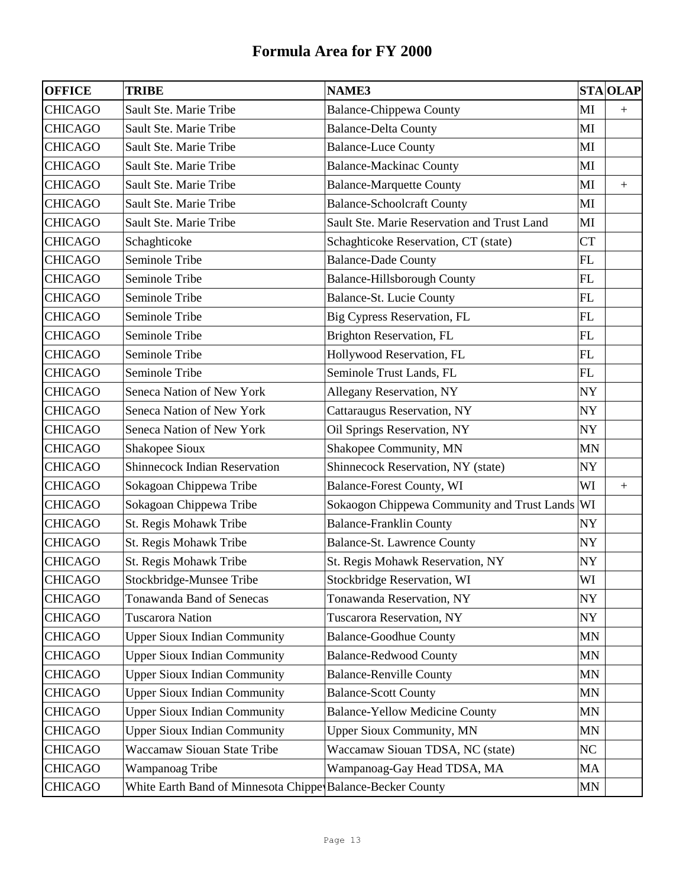# Formula Area for FY 2000

| OFFICE | TRIBE | NAME3 | STA | OLAP |
|---|---|---|---|---|
| CHICAGO | Sault Ste. Marie Tribe | Balance-Chippewa County | MI | + |
| CHICAGO | Sault Ste. Marie Tribe | Balance-Delta County | MI | |
| CHICAGO | Sault Ste. Marie Tribe | Balance-Luce County | MI | |
| CHICAGO | Sault Ste. Marie Tribe | Balance-Mackinac County | MI | |
| CHICAGO | Sault Ste. Marie Tribe | Balance-Marquette County | MI | + |
| CHICAGO | Sault Ste. Marie Tribe | Balance-Schoolcraft County | MI | |
| CHICAGO | Sault Ste. Marie Tribe | Sault Ste. Marie Reservation and Trust Land | MI | |
| CHICAGO | Schaghticoke | Schaghticoke Reservation, CT (state) | CT | |
| CHICAGO | Seminole Tribe | Balance-Dade County | FL | |
| CHICAGO | Seminole Tribe | Balance-Hillsborough County | FL | |
| CHICAGO | Seminole Tribe | Balance-St. Lucie County | FL | |
| CHICAGO | Seminole Tribe | Big Cypress Reservation, FL | FL | |
| CHICAGO | Seminole Tribe | Brighton Reservation, FL | FL | |
| CHICAGO | Seminole Tribe | Hollywood Reservation, FL | FL | |
| CHICAGO | Seminole Tribe | Seminole Trust Lands, FL | FL | |
| CHICAGO | Seneca Nation of New York | Allegany Reservation, NY | NY | |
| CHICAGO | Seneca Nation of New York | Cattaraugus Reservation, NY | NY | |
| CHICAGO | Seneca Nation of New York | Oil Springs Reservation, NY | NY | |
| CHICAGO | Shakopee Sioux | Shakopee Community, MN | MN | |
| CHICAGO | Shinnecock Indian Reservation | Shinnecock Reservation, NY (state) | NY | |
| CHICAGO | Sokagoan Chippewa Tribe | Balance-Forest County, WI | WI | + |
| CHICAGO | Sokagoan Chippewa Tribe | Sokaogon Chippewa Community and Trust Lands | WI | |
| CHICAGO | St. Regis Mohawk Tribe | Balance-Franklin County | NY | |
| CHICAGO | St. Regis Mohawk Tribe | Balance-St. Lawrence County | NY | |
| CHICAGO | St. Regis Mohawk Tribe | St. Regis Mohawk Reservation, NY | NY | |
| CHICAGO | Stockbridge-Munsee Tribe | Stockbridge Reservation, WI | WI | |
| CHICAGO | Tonawanda Band of Senecas | Tonawanda Reservation, NY | NY | |
| CHICAGO | Tuscarora Nation | Tuscarora Reservation, NY | NY | |
| CHICAGO | Upper Sioux Indian Community | Balance-Goodhue County | MN | |
| CHICAGO | Upper Sioux Indian Community | Balance-Redwood County | MN | |
| CHICAGO | Upper Sioux Indian Community | Balance-Renville County | MN | |
| CHICAGO | Upper Sioux Indian Community | Balance-Scott County | MN | |
| CHICAGO | Upper Sioux Indian Community | Balance-Yellow Medicine County | MN | |
| CHICAGO | Upper Sioux Indian Community | Upper Sioux Community, MN | MN | |
| CHICAGO | Waccamaw Siouan State Tribe | Waccamaw Siouan TDSA, NC (state) | NC | |
| CHICAGO | Wampanoag Tribe | Wampanoag-Gay Head TDSA, MA | MA | |
| CHICAGO | White Earth Band of Minnesota Chippe | Balance-Becker County | MN | |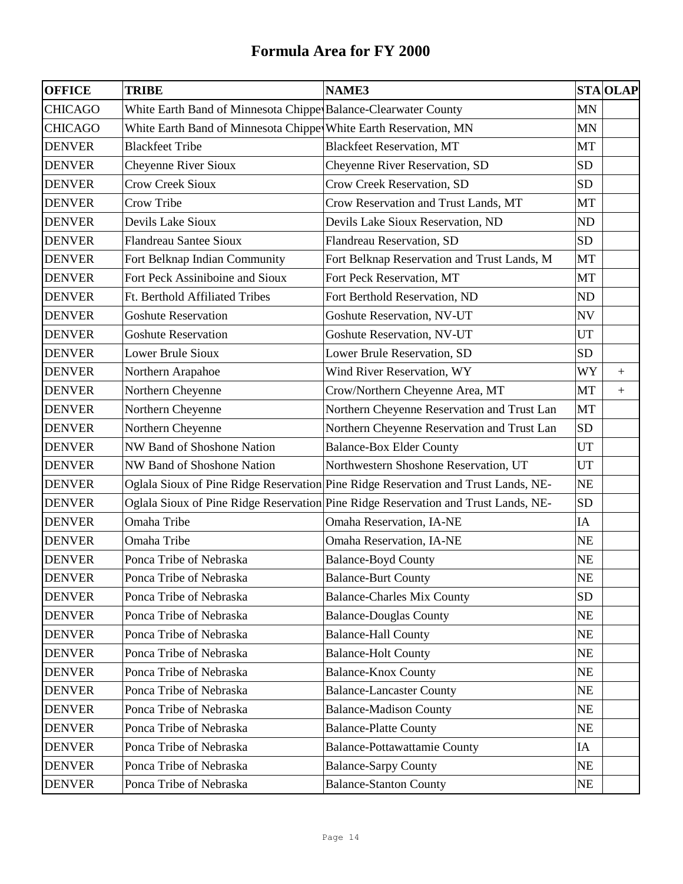# Formula Area for FY 2000

| OFFICE | TRIBE | NAME3 | STA | OLAP |
|---|---|---|---|---|
| CHICAGO | White Earth Band of Minnesota Chippe | Balance-Clearwater County | MN | |
| CHICAGO | White Earth Band of Minnesota Chippe | White Earth Reservation, MN | MN | |
| DENVER | Blackfeet Tribe | Blackfeet Reservation, MT | MT | |
| DENVER | Cheyenne River Sioux | Cheyenne River Reservation, SD | SD | |
| DENVER | Crow Creek Sioux | Crow Creek Reservation, SD | SD | |
| DENVER | Crow Tribe | Crow Reservation and Trust Lands, MT | MT | |
| DENVER | Devils Lake Sioux | Devils Lake Sioux Reservation, ND | ND | |
| DENVER | Flandreau Santee Sioux | Flandreau Reservation, SD | SD | |
| DENVER | Fort Belknap Indian Community | Fort Belknap Reservation and Trust Lands, M | MT | |
| DENVER | Fort Peck Assiniboine and Sioux | Fort Peck Reservation, MT | MT | |
| DENVER | Ft. Berthold Affiliated Tribes | Fort Berthold Reservation, ND | ND | |
| DENVER | Goshute Reservation | Goshute Reservation, NV-UT | NV | |
| DENVER | Goshute Reservation | Goshute Reservation, NV-UT | UT | |
| DENVER | Lower Brule Sioux | Lower Brule Reservation, SD | SD | |
| DENVER | Northern Arapahoe | Wind River Reservation, WY | WY | + |
| DENVER | Northern Cheyenne | Crow/Northern Cheyenne Area, MT | MT | + |
| DENVER | Northern Cheyenne | Northern Cheyenne Reservation and Trust Lan | MT | |
| DENVER | Northern Cheyenne | Northern Cheyenne Reservation and Trust Lan | SD | |
| DENVER | NW Band of Shoshone Nation | Balance-Box Elder County | UT | |
| DENVER | NW Band of Shoshone Nation | Northwestern Shoshone Reservation, UT | UT | |
| DENVER | Oglala Sioux of Pine Ridge Reservation | Pine Ridge Reservation and Trust Lands, NE- | NE | |
| DENVER | Oglala Sioux of Pine Ridge Reservation | Pine Ridge Reservation and Trust Lands, NE- | SD | |
| DENVER | Omaha Tribe | Omaha Reservation, IA-NE | IA | |
| DENVER | Omaha Tribe | Omaha Reservation, IA-NE | NE | |
| DENVER | Ponca Tribe of Nebraska | Balance-Boyd County | NE | |
| DENVER | Ponca Tribe of Nebraska | Balance-Burt County | NE | |
| DENVER | Ponca Tribe of Nebraska | Balance-Charles Mix County | SD | |
| DENVER | Ponca Tribe of Nebraska | Balance-Douglas County | NE | |
| DENVER | Ponca Tribe of Nebraska | Balance-Hall County | NE | |
| DENVER | Ponca Tribe of Nebraska | Balance-Holt County | NE | |
| DENVER | Ponca Tribe of Nebraska | Balance-Knox County | NE | |
| DENVER | Ponca Tribe of Nebraska | Balance-Lancaster County | NE | |
| DENVER | Ponca Tribe of Nebraska | Balance-Madison County | NE | |
| DENVER | Ponca Tribe of Nebraska | Balance-Platte County | NE | |
| DENVER | Ponca Tribe of Nebraska | Balance-Pottawattamie County | IA | |
| DENVER | Ponca Tribe of Nebraska | Balance-Sarpy County | NE | |
| DENVER | Ponca Tribe of Nebraska | Balance-Stanton County | NE | |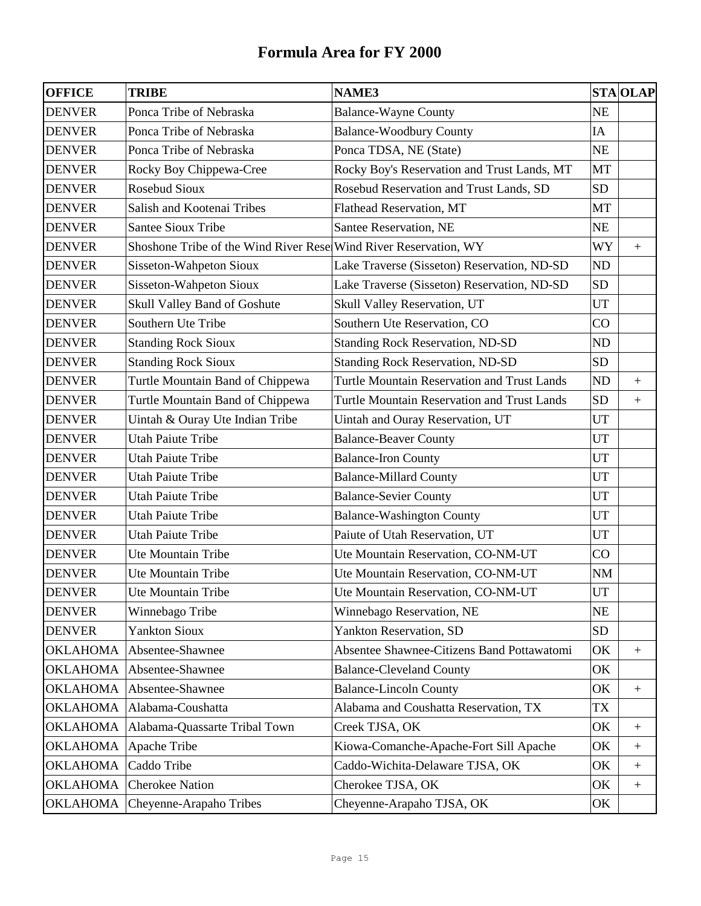# Formula Area for FY 2000

| OFFICE | TRIBE | NAME3 | STA | OLAP |
|---|---|---|---|---|
| DENVER | Ponca Tribe of Nebraska | Balance-Wayne County | NE | |
| DENVER | Ponca Tribe of Nebraska | Balance-Woodbury County | IA | |
| DENVER | Ponca Tribe of Nebraska | Ponca TDSA, NE (State) | NE | |
| DENVER | Rocky Boy Chippewa-Cree | Rocky Boy's Reservation and Trust Lands, MT | MT | |
| DENVER | Rosebud Sioux | Rosebud Reservation and Trust Lands, SD | SD | |
| DENVER | Salish and Kootenai Tribes | Flathead Reservation, MT | MT | |
| DENVER | Santee Sioux Tribe | Santee Reservation, NE | NE | |
| DENVER | Shoshone Tribe of the Wind River Rese | Wind River Reservation, WY | WY | + |
| DENVER | Sisseton-Wahpeton Sioux | Lake Traverse (Sisseton) Reservation, ND-SD | ND | |
| DENVER | Sisseton-Wahpeton Sioux | Lake Traverse (Sisseton) Reservation, ND-SD | SD | |
| DENVER | Skull Valley Band of Goshute | Skull Valley Reservation, UT | UT | |
| DENVER | Southern Ute Tribe | Southern Ute Reservation, CO | CO | |
| DENVER | Standing Rock Sioux | Standing Rock Reservation, ND-SD | ND | |
| DENVER | Standing Rock Sioux | Standing Rock Reservation, ND-SD | SD | |
| DENVER | Turtle Mountain Band of Chippewa | Turtle Mountain Reservation and Trust Lands | ND | + |
| DENVER | Turtle Mountain Band of Chippewa | Turtle Mountain Reservation and Trust Lands | SD | + |
| DENVER | Uintah & Ouray Ute Indian Tribe | Uintah and Ouray Reservation, UT | UT | |
| DENVER | Utah Paiute Tribe | Balance-Beaver County | UT | |
| DENVER | Utah Paiute Tribe | Balance-Iron County | UT | |
| DENVER | Utah Paiute Tribe | Balance-Millard County | UT | |
| DENVER | Utah Paiute Tribe | Balance-Sevier County | UT | |
| DENVER | Utah Paiute Tribe | Balance-Washington County | UT | |
| DENVER | Utah Paiute Tribe | Paiute of Utah Reservation, UT | UT | |
| DENVER | Ute Mountain Tribe | Ute Mountain Reservation, CO-NM-UT | CO | |
| DENVER | Ute Mountain Tribe | Ute Mountain Reservation, CO-NM-UT | NM | |
| DENVER | Ute Mountain Tribe | Ute Mountain Reservation, CO-NM-UT | UT | |
| DENVER | Winnebago Tribe | Winnebago Reservation, NE | NE | |
| DENVER | Yankton Sioux | Yankton Reservation, SD | SD | |
| OKLAHOMA | Absentee-Shawnee | Absentee Shawnee-Citizens Band Pottawatomi | OK | + |
| OKLAHOMA | Absentee-Shawnee | Balance-Cleveland County | OK | |
| OKLAHOMA | Absentee-Shawnee | Balance-Lincoln County | OK | + |
| OKLAHOMA | Alabama-Coushatta | Alabama and Coushatta Reservation, TX | TX | |
| OKLAHOMA | Alabama-Quassarte Tribal Town | Creek TJSA, OK | OK | + |
| OKLAHOMA | Apache Tribe | Kiowa-Comanche-Apache-Fort Sill Apache | OK | + |
| OKLAHOMA | Caddo Tribe | Caddo-Wichita-Delaware TJSA, OK | OK | + |
| OKLAHOMA | Cherokee Nation | Cherokee TJSA, OK | OK | + |
| OKLAHOMA | Cheyenne-Arapaho Tribes | Cheyenne-Arapaho TJSA, OK | OK | |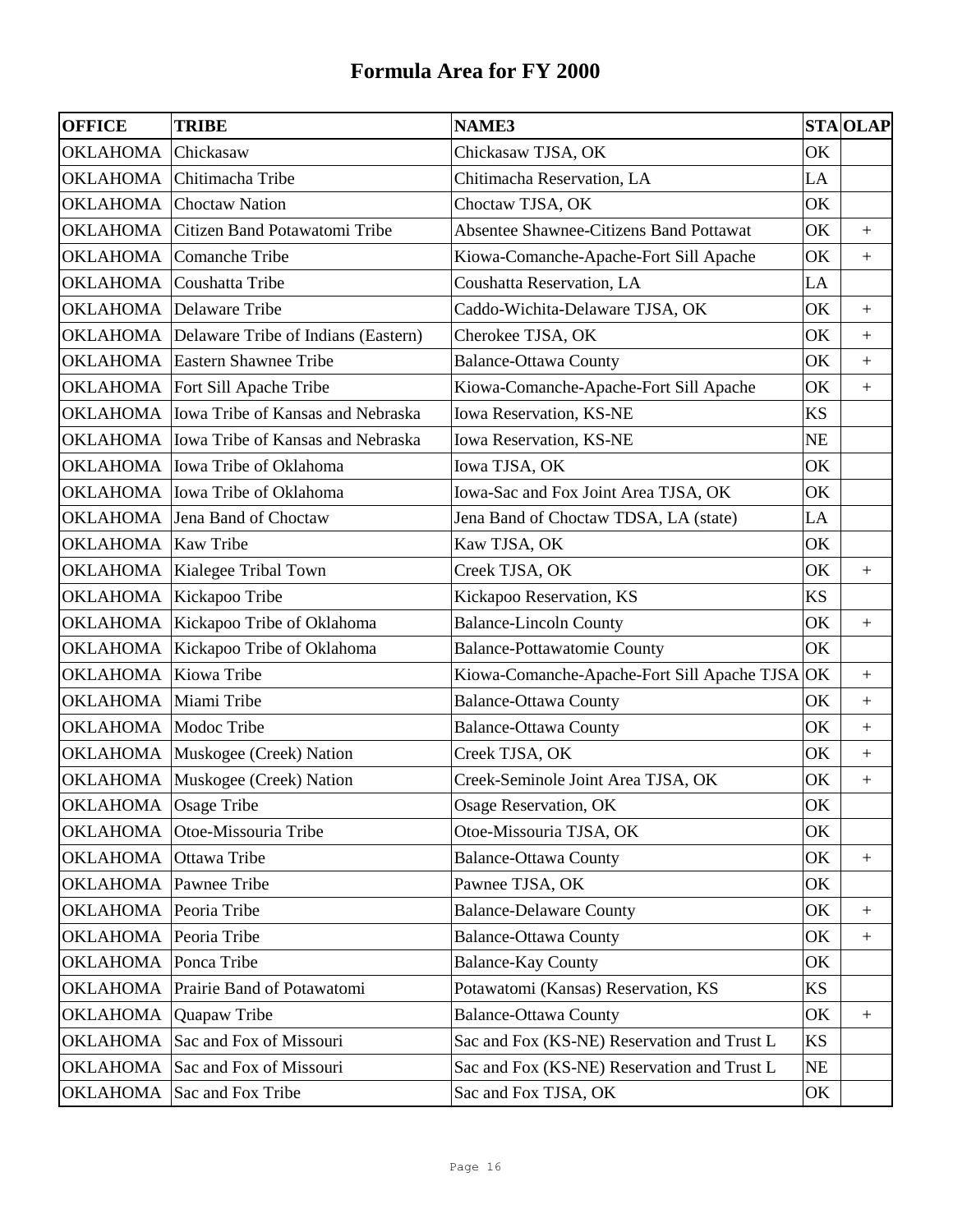# Formula Area for FY 2000

| OFFICE | TRIBE | NAME3 | STA | OLAP |
| --- | --- | --- | --- | --- |
| OKLAHOMA | Chickasaw | Chickasaw TJSA, OK | OK | |
| OKLAHOMA | Chitimacha Tribe | Chitimacha Reservation, LA | LA | |
| OKLAHOMA | Choctaw Nation | Choctaw TJSA, OK | OK | |
| OKLAHOMA | Citizen Band Potawatomi Tribe | Absentee Shawnee-Citizens Band Pottawat | OK | + |
| OKLAHOMA | Comanche Tribe | Kiowa-Comanche-Apache-Fort Sill Apache | OK | + |
| OKLAHOMA | Coushatta Tribe | Coushatta Reservation, LA | LA | |
| OKLAHOMA | Delaware Tribe | Caddo-Wichita-Delaware TJSA, OK | OK | + |
| OKLAHOMA | Delaware Tribe of Indians (Eastern) | Cherokee TJSA, OK | OK | + |
| OKLAHOMA | Eastern Shawnee Tribe | Balance-Ottawa County | OK | + |
| OKLAHOMA | Fort Sill Apache Tribe | Kiowa-Comanche-Apache-Fort Sill Apache | OK | + |
| OKLAHOMA | Iowa Tribe of Kansas and Nebraska | Iowa Reservation, KS-NE | KS | |
| OKLAHOMA | Iowa Tribe of Kansas and Nebraska | Iowa Reservation, KS-NE | NE | |
| OKLAHOMA | Iowa Tribe of Oklahoma | Iowa TJSA, OK | OK | |
| OKLAHOMA | Iowa Tribe of Oklahoma | Iowa-Sac and Fox Joint Area TJSA, OK | OK | |
| OKLAHOMA | Jena Band of Choctaw | Jena Band of Choctaw TDSA, LA (state) | LA | |
| OKLAHOMA | Kaw Tribe | Kaw TJSA, OK | OK | |
| OKLAHOMA | Kialegee Tribal Town | Creek TJSA, OK | OK | + |
| OKLAHOMA | Kickapoo Tribe | Kickapoo Reservation, KS | KS | |
| OKLAHOMA | Kickapoo Tribe of Oklahoma | Balance-Lincoln County | OK | + |
| OKLAHOMA | Kickapoo Tribe of Oklahoma | Balance-Pottawatomie County | OK | |
| OKLAHOMA | Kiowa Tribe | Kiowa-Comanche-Apache-Fort Sill Apache TJSA | OK | + |
| OKLAHOMA | Miami Tribe | Balance-Ottawa County | OK | + |
| OKLAHOMA | Modoc Tribe | Balance-Ottawa County | OK | + |
| OKLAHOMA | Muskogee (Creek) Nation | Creek TJSA, OK | OK | + |
| OKLAHOMA | Muskogee (Creek) Nation | Creek-Seminole Joint Area TJSA, OK | OK | + |
| OKLAHOMA | Osage Tribe | Osage Reservation, OK | OK | |
| OKLAHOMA | Otoe-Missouria Tribe | Otoe-Missouria TJSA, OK | OK | |
| OKLAHOMA | Ottawa Tribe | Balance-Ottawa County | OK | + |
| OKLAHOMA | Pawnee Tribe | Pawnee TJSA, OK | OK | |
| OKLAHOMA | Peoria Tribe | Balance-Delaware County | OK | + |
| OKLAHOMA | Peoria Tribe | Balance-Ottawa County | OK | + |
| OKLAHOMA | Ponca Tribe | Balance-Kay County | OK | |
| OKLAHOMA | Prairie Band of Potawatomi | Potawatomi (Kansas) Reservation, KS | KS | |
| OKLAHOMA | Quapaw Tribe | Balance-Ottawa County | OK | + |
| OKLAHOMA | Sac and Fox of Missouri | Sac and Fox (KS-NE) Reservation and Trust L | KS | |
| OKLAHOMA | Sac and Fox of Missouri | Sac and Fox (KS-NE) Reservation and Trust L | NE | |
| OKLAHOMA | Sac and Fox Tribe | Sac and Fox TJSA, OK | OK | |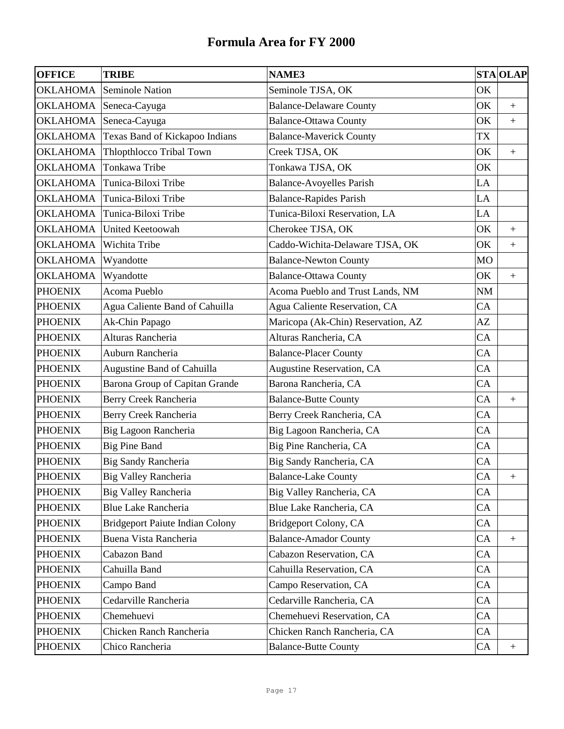# Formula Area for FY 2000

| OFFICE | TRIBE | NAME3 | STA | OLAP |
|---|---|---|---|---|
| OKLAHOMA | Seminole Nation | Seminole TJSA, OK | OK | |
| OKLAHOMA | Seneca-Cayuga | Balance-Delaware County | OK | + |
| OKLAHOMA | Seneca-Cayuga | Balance-Ottawa County | OK | + |
| OKLAHOMA | Texas Band of Kickapoo Indians | Balance-Maverick County | TX | |
| OKLAHOMA | Thlopthlocco Tribal Town | Creek TJSA, OK | OK | + |
| OKLAHOMA | Tonkawa Tribe | Tonkawa TJSA, OK | OK | |
| OKLAHOMA | Tunica-Biloxi Tribe | Balance-Avoyelles Parish | LA | |
| OKLAHOMA | Tunica-Biloxi Tribe | Balance-Rapides Parish | LA | |
| OKLAHOMA | Tunica-Biloxi Tribe | Tunica-Biloxi Reservation, LA | LA | |
| OKLAHOMA | United Keetoowah | Cherokee TJSA, OK | OK | + |
| OKLAHOMA | Wichita Tribe | Caddo-Wichita-Delaware TJSA, OK | OK | + |
| OKLAHOMA | Wyandotte | Balance-Newton County | MO | |
| OKLAHOMA | Wyandotte | Balance-Ottawa County | OK | + |
| PHOENIX | Acoma Pueblo | Acoma Pueblo and Trust Lands, NM | NM | |
| PHOENIX | Agua Caliente Band of Cahuilla | Agua Caliente Reservation, CA | CA | |
| PHOENIX | Ak-Chin Papago | Maricopa (Ak-Chin) Reservation, AZ | AZ | |
| PHOENIX | Alturas Rancheria | Alturas Rancheria, CA | CA | |
| PHOENIX | Auburn Rancheria | Balance-Placer County | CA | |
| PHOENIX | Augustine Band of Cahuilla | Augustine Reservation, CA | CA | |
| PHOENIX | Barona Group of Capitan Grande | Barona Rancheria, CA | CA | |
| PHOENIX | Berry Creek Rancheria | Balance-Butte County | CA | + |
| PHOENIX | Berry Creek Rancheria | Berry Creek Rancheria, CA | CA | |
| PHOENIX | Big Lagoon Rancheria | Big Lagoon Rancheria, CA | CA | |
| PHOENIX | Big Pine Band | Big Pine Rancheria, CA | CA | |
| PHOENIX | Big Sandy Rancheria | Big Sandy Rancheria, CA | CA | |
| PHOENIX | Big Valley Rancheria | Balance-Lake County | CA | + |
| PHOENIX | Big Valley Rancheria | Big Valley Rancheria, CA | CA | |
| PHOENIX | Blue Lake Rancheria | Blue Lake Rancheria, CA | CA | |
| PHOENIX | Bridgeport Paiute Indian Colony | Bridgeport Colony, CA | CA | |
| PHOENIX | Buena Vista Rancheria | Balance-Amador County | CA | + |
| PHOENIX | Cabazon Band | Cabazon Reservation, CA | CA | |
| PHOENIX | Cahuilla Band | Cahuilla Reservation, CA | CA | |
| PHOENIX | Campo Band | Campo Reservation, CA | CA | |
| PHOENIX | Cedarville Rancheria | Cedarville Rancheria, CA | CA | |
| PHOENIX | Chemehuevi | Chemehuevi Reservation, CA | CA | |
| PHOENIX | Chicken Ranch Rancheria | Chicken Ranch Rancheria, CA | CA | |
| PHOENIX | Chico Rancheria | Balance-Butte County | CA | + |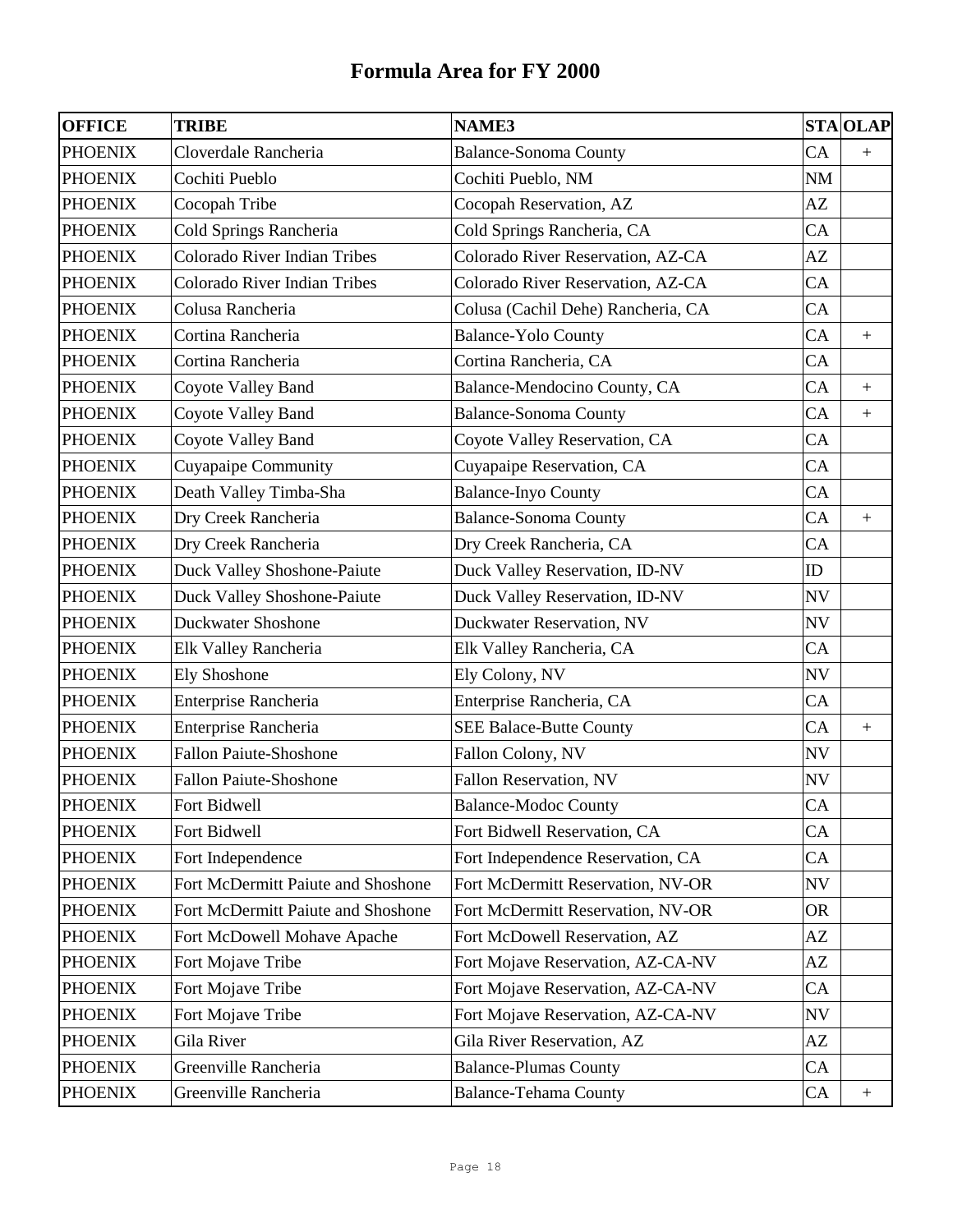# Formula Area for FY 2000

| OFFICE | TRIBE | NAME3 | STA | OLAP |
|---|---|---|---|---|
| PHOENIX | Cloverdale Rancheria | Balance-Sonoma County | CA | + |
| PHOENIX | Cochiti Pueblo | Cochiti Pueblo, NM | NM | |
| PHOENIX | Cocopah Tribe | Cocopah Reservation, AZ | AZ | |
| PHOENIX | Cold Springs Rancheria | Cold Springs Rancheria, CA | CA | |
| PHOENIX | Colorado River Indian Tribes | Colorado River Reservation, AZ-CA | AZ | |
| PHOENIX | Colorado River Indian Tribes | Colorado River Reservation, AZ-CA | CA | |
| PHOENIX | Colusa Rancheria | Colusa (Cachil Dehe) Rancheria, CA | CA | |
| PHOENIX | Cortina Rancheria | Balance-Yolo County | CA | + |
| PHOENIX | Cortina Rancheria | Cortina Rancheria, CA | CA | |
| PHOENIX | Coyote Valley Band | Balance-Mendocino County, CA | CA | + |
| PHOENIX | Coyote Valley Band | Balance-Sonoma County | CA | + |
| PHOENIX | Coyote Valley Band | Coyote Valley Reservation, CA | CA | |
| PHOENIX | Cuyapaipe Community | Cuyapaipe Reservation, CA | CA | |
| PHOENIX | Death Valley Timba-Sha | Balance-Inyo County | CA | |
| PHOENIX | Dry Creek Rancheria | Balance-Sonoma County | CA | + |
| PHOENIX | Dry Creek Rancheria | Dry Creek Rancheria, CA | CA | |
| PHOENIX | Duck Valley Shoshone-Paiute | Duck Valley Reservation, ID-NV | ID | |
| PHOENIX | Duck Valley Shoshone-Paiute | Duck Valley Reservation, ID-NV | NV | |
| PHOENIX | Duckwater Shoshone | Duckwater Reservation, NV | NV | |
| PHOENIX | Elk Valley Rancheria | Elk Valley Rancheria, CA | CA | |
| PHOENIX | Ely Shoshone | Ely Colony, NV | NV | |
| PHOENIX | Enterprise Rancheria | Enterprise Rancheria, CA | CA | |
| PHOENIX | Enterprise Rancheria | SEE Balace-Butte County | CA | + |
| PHOENIX | Fallon Paiute-Shoshone | Fallon Colony, NV | NV | |
| PHOENIX | Fallon Paiute-Shoshone | Fallon Reservation, NV | NV | |
| PHOENIX | Fort Bidwell | Balance-Modoc County | CA | |
| PHOENIX | Fort Bidwell | Fort Bidwell Reservation, CA | CA | |
| PHOENIX | Fort Independence | Fort Independence Reservation, CA | CA | |
| PHOENIX | Fort McDermitt Paiute and Shoshone | Fort McDermitt Reservation, NV-OR | NV | |
| PHOENIX | Fort McDermitt Paiute and Shoshone | Fort McDermitt Reservation, NV-OR | OR | |
| PHOENIX | Fort McDowell Mohave Apache | Fort McDowell Reservation, AZ | AZ | |
| PHOENIX | Fort Mojave Tribe | Fort Mojave Reservation, AZ-CA-NV | AZ | |
| PHOENIX | Fort Mojave Tribe | Fort Mojave Reservation, AZ-CA-NV | CA | |
| PHOENIX | Fort Mojave Tribe | Fort Mojave Reservation, AZ-CA-NV | NV | |
| PHOENIX | Gila River | Gila River Reservation, AZ | AZ | |
| PHOENIX | Greenville Rancheria | Balance-Plumas County | CA | |
| PHOENIX | Greenville Rancheria | Balance-Tehama County | CA | + |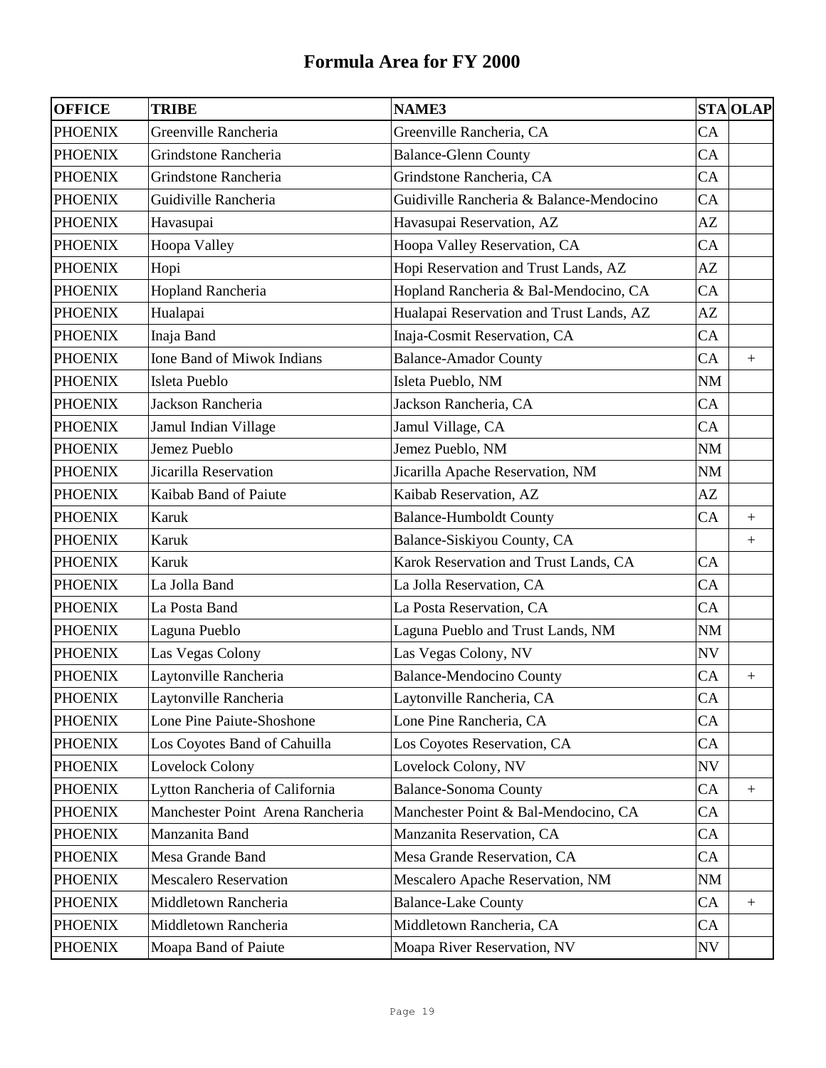# Formula Area for FY 2000

| OFFICE | TRIBE | NAME3 | STA | OLAP |
|---|---|---|---|---|
| PHOENIX | Greenville Rancheria | Greenville Rancheria, CA | CA | |
| PHOENIX | Grindstone Rancheria | Balance-Glenn County | CA | |
| PHOENIX | Grindstone Rancheria | Grindstone Rancheria, CA | CA | |
| PHOENIX | Guidiville Rancheria | Guidiville Rancheria & Balance-Mendocino | CA | |
| PHOENIX | Havasupai | Havasupai Reservation, AZ | AZ | |
| PHOENIX | Hoopa Valley | Hoopa Valley Reservation, CA | CA | |
| PHOENIX | Hopi | Hopi Reservation and Trust Lands, AZ | AZ | |
| PHOENIX | Hopland Rancheria | Hopland Rancheria & Bal-Mendocino, CA | CA | |
| PHOENIX | Hualapai | Hualapai Reservation and Trust Lands, AZ | AZ | |
| PHOENIX | Inaja Band | Inaja-Cosmit Reservation, CA | CA | |
| PHOENIX | Ione Band of Miwok Indians | Balance-Amador County | CA | + |
| PHOENIX | Isleta Pueblo | Isleta Pueblo, NM | NM | |
| PHOENIX | Jackson Rancheria | Jackson Rancheria, CA | CA | |
| PHOENIX | Jamul Indian Village | Jamul Village, CA | CA | |
| PHOENIX | Jemez Pueblo | Jemez Pueblo, NM | NM | |
| PHOENIX | Jicarilla Reservation | Jicarilla Apache Reservation, NM | NM | |
| PHOENIX | Kaibab Band of Paiute | Kaibab Reservation, AZ | AZ | |
| PHOENIX | Karuk | Balance-Humboldt County | CA | + |
| PHOENIX | Karuk | Balance-Siskiyou County, CA | | + |
| PHOENIX | Karuk | Karok Reservation and Trust Lands, CA | CA | |
| PHOENIX | La Jolla Band | La Jolla Reservation, CA | CA | |
| PHOENIX | La Posta Band | La Posta Reservation, CA | CA | |
| PHOENIX | Laguna Pueblo | Laguna Pueblo and Trust Lands, NM | NM | |
| PHOENIX | Las Vegas Colony | Las Vegas Colony, NV | NV | |
| PHOENIX | Laytonville Rancheria | Balance-Mendocino County | CA | + |
| PHOENIX | Laytonville Rancheria | Laytonville Rancheria, CA | CA | |
| PHOENIX | Lone Pine Paiute-Shoshone | Lone Pine Rancheria, CA | CA | |
| PHOENIX | Los Coyotes Band of Cahuilla | Los Coyotes Reservation, CA | CA | |
| PHOENIX | Lovelock Colony | Lovelock Colony, NV | NV | |
| PHOENIX | Lytton Rancheria of California | Balance-Sonoma County | CA | + |
| PHOENIX | Manchester Point Arena Rancheria | Manchester Point & Bal-Mendocino, CA | CA | |
| PHOENIX | Manzanita Band | Manzanita Reservation, CA | CA | |
| PHOENIX | Mesa Grande Band | Mesa Grande Reservation, CA | CA | |
| PHOENIX | Mescalero Reservation | Mescalero Apache Reservation, NM | NM | |
| PHOENIX | Middletown Rancheria | Balance-Lake County | CA | + |
| PHOENIX | Middletown Rancheria | Middletown Rancheria, CA | CA | |
| PHOENIX | Moapa Band of Paiute | Moapa River Reservation, NV | NV | |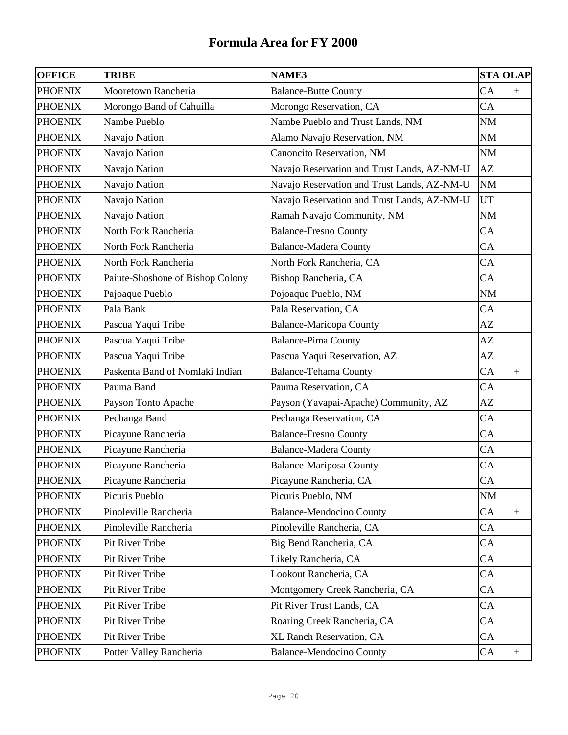# Formula Area for FY 2000

| OFFICE | TRIBE | NAME3 | STA | OLAP |
|---|---|---|---|---|
| PHOENIX | Mooretown Rancheria | Balance-Butte County | CA | + |
| PHOENIX | Morongo Band of Cahuilla | Morongo Reservation, CA | CA | |
| PHOENIX | Nambe Pueblo | Nambe Pueblo and Trust Lands, NM | NM | |
| PHOENIX | Navajo Nation | Alamo Navajo Reservation, NM | NM | |
| PHOENIX | Navajo Nation | Canoncito Reservation, NM | NM | |
| PHOENIX | Navajo Nation | Navajo Reservation and Trust Lands, AZ-NM-U | AZ | |
| PHOENIX | Navajo Nation | Navajo Reservation and Trust Lands, AZ-NM-U | NM | |
| PHOENIX | Navajo Nation | Navajo Reservation and Trust Lands, AZ-NM-U | UT | |
| PHOENIX | Navajo Nation | Ramah Navajo Community, NM | NM | |
| PHOENIX | North Fork Rancheria | Balance-Fresno County | CA | |
| PHOENIX | North Fork Rancheria | Balance-Madera County | CA | |
| PHOENIX | North Fork Rancheria | North Fork Rancheria, CA | CA | |
| PHOENIX | Paiute-Shoshone of Bishop Colony | Bishop Rancheria, CA | CA | |
| PHOENIX | Pajoaque Pueblo | Pojoaque Pueblo, NM | NM | |
| PHOENIX | Pala Bank | Pala Reservation, CA | CA | |
| PHOENIX | Pascua Yaqui Tribe | Balance-Maricopa County | AZ | |
| PHOENIX | Pascua Yaqui Tribe | Balance-Pima County | AZ | |
| PHOENIX | Pascua Yaqui Tribe | Pascua Yaqui Reservation, AZ | AZ | |
| PHOENIX | Paskenta Band of Nomlaki Indian | Balance-Tehama County | CA | + |
| PHOENIX | Pauma Band | Pauma Reservation, CA | CA | |
| PHOENIX | Payson Tonto Apache | Payson (Yavapai-Apache) Community, AZ | AZ | |
| PHOENIX | Pechanga Band | Pechanga Reservation, CA | CA | |
| PHOENIX | Picayune Rancheria | Balance-Fresno County | CA | |
| PHOENIX | Picayune Rancheria | Balance-Madera County | CA | |
| PHOENIX | Picayune Rancheria | Balance-Mariposa County | CA | |
| PHOENIX | Picayune Rancheria | Picayune Rancheria, CA | CA | |
| PHOENIX | Picuris Pueblo | Picuris Pueblo, NM | NM | |
| PHOENIX | Pinoleville Rancheria | Balance-Mendocino County | CA | + |
| PHOENIX | Pinoleville Rancheria | Pinoleville Rancheria, CA | CA | |
| PHOENIX | Pit River Tribe | Big Bend Rancheria, CA | CA | |
| PHOENIX | Pit River Tribe | Likely Rancheria, CA | CA | |
| PHOENIX | Pit River Tribe | Lookout Rancheria, CA | CA | |
| PHOENIX | Pit River Tribe | Montgomery Creek Rancheria, CA | CA | |
| PHOENIX | Pit River Tribe | Pit River Trust Lands, CA | CA | |
| PHOENIX | Pit River Tribe | Roaring Creek Rancheria, CA | CA | |
| PHOENIX | Pit River Tribe | XL Ranch Reservation, CA | CA | |
| PHOENIX | Potter Valley Rancheria | Balance-Mendocino County | CA | + |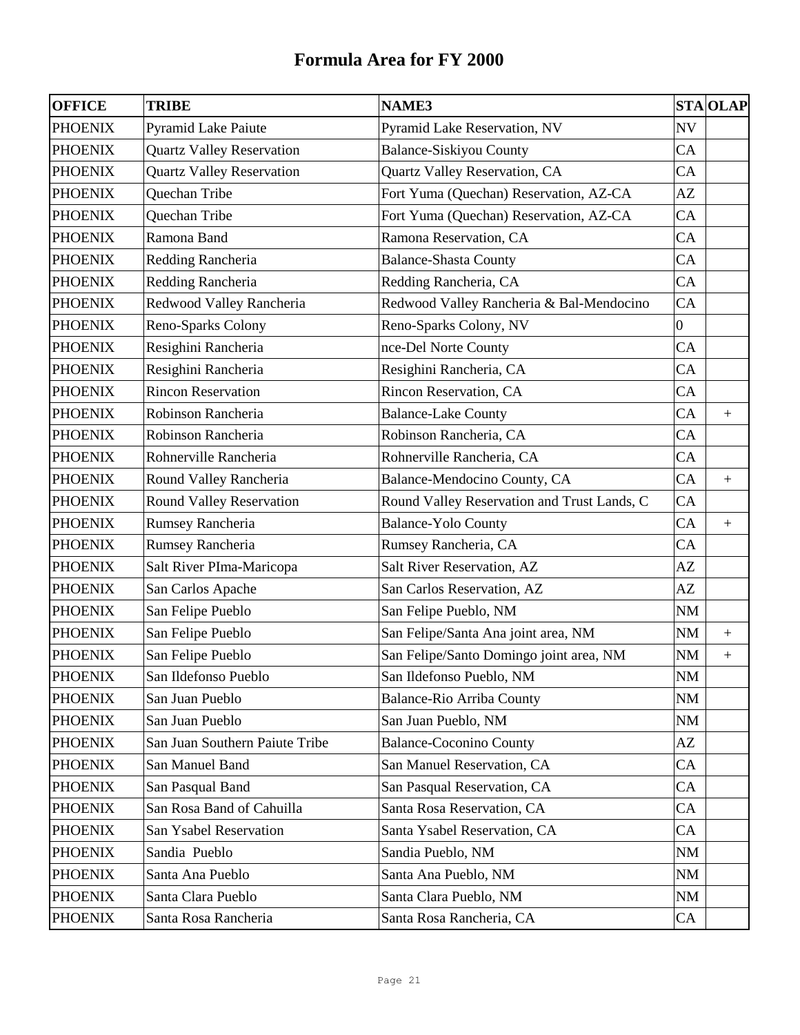# Formula Area for FY 2000

| OFFICE | TRIBE | NAME3 | STA | OLAP |
|---|---|---|---|---|
| PHOENIX | Pyramid Lake Paiute | Pyramid Lake Reservation, NV | NV | |
| PHOENIX | Quartz Valley Reservation | Balance-Siskiyou County | CA | |
| PHOENIX | Quartz Valley Reservation | Quartz Valley Reservation, CA | CA | |
| PHOENIX | Quechan Tribe | Fort Yuma (Quechan) Reservation, AZ-CA | AZ | |
| PHOENIX | Quechan Tribe | Fort Yuma (Quechan) Reservation, AZ-CA | CA | |
| PHOENIX | Ramona Band | Ramona Reservation, CA | CA | |
| PHOENIX | Redding Rancheria | Balance-Shasta County | CA | |
| PHOENIX | Redding Rancheria | Redding Rancheria, CA | CA | |
| PHOENIX | Redwood Valley Rancheria | Redwood Valley Rancheria & Bal-Mendocino | CA | |
| PHOENIX | Reno-Sparks Colony | Reno-Sparks Colony, NV | 0 | |
| PHOENIX | Resighini Rancheria | nce-Del Norte County | CA | |
| PHOENIX | Resighini Rancheria | Resighini Rancheria, CA | CA | |
| PHOENIX | Rincon Reservation | Rincon Reservation, CA | CA | |
| PHOENIX | Robinson Rancheria | Balance-Lake County | CA | + |
| PHOENIX | Robinson Rancheria | Robinson Rancheria, CA | CA | |
| PHOENIX | Rohnerville Rancheria | Rohnerville Rancheria, CA | CA | |
| PHOENIX | Round Valley Rancheria | Balance-Mendocino County, CA | CA | + |
| PHOENIX | Round Valley Reservation | Round Valley Reservation and Trust Lands, C | CA | |
| PHOENIX | Rumsey Rancheria | Balance-Yolo County | CA | + |
| PHOENIX | Rumsey Rancheria | Rumsey Rancheria, CA | CA | |
| PHOENIX | Salt River PIma-Maricopa | Salt River Reservation, AZ | AZ | |
| PHOENIX | San Carlos Apache | San Carlos Reservation, AZ | AZ | |
| PHOENIX | San Felipe Pueblo | San Felipe Pueblo, NM | NM | |
| PHOENIX | San Felipe Pueblo | San Felipe/Santa Ana joint area, NM | NM | + |
| PHOENIX | San Felipe Pueblo | San Felipe/Santo Domingo joint area, NM | NM | + |
| PHOENIX | San Ildefonso Pueblo | San Ildefonso Pueblo, NM | NM | |
| PHOENIX | San Juan Pueblo | Balance-Rio Arriba County | NM | |
| PHOENIX | San Juan Pueblo | San Juan Pueblo, NM | NM | |
| PHOENIX | San Juan Southern Paiute Tribe | Balance-Coconino County | AZ | |
| PHOENIX | San Manuel Band | San Manuel Reservation, CA | CA | |
| PHOENIX | San Pasqual Band | San Pasqual Reservation, CA | CA | |
| PHOENIX | San Rosa Band of Cahuilla | Santa Rosa Reservation, CA | CA | |
| PHOENIX | San Ysabel Reservation | Santa Ysabel Reservation, CA | CA | |
| PHOENIX | Sandia Pueblo | Sandia Pueblo, NM | NM | |
| PHOENIX | Santa Ana Pueblo | Santa Ana Pueblo, NM | NM | |
| PHOENIX | Santa Clara Pueblo | Santa Clara Pueblo, NM | NM | |
| PHOENIX | Santa Rosa Rancheria | Santa Rosa Rancheria, CA | CA | |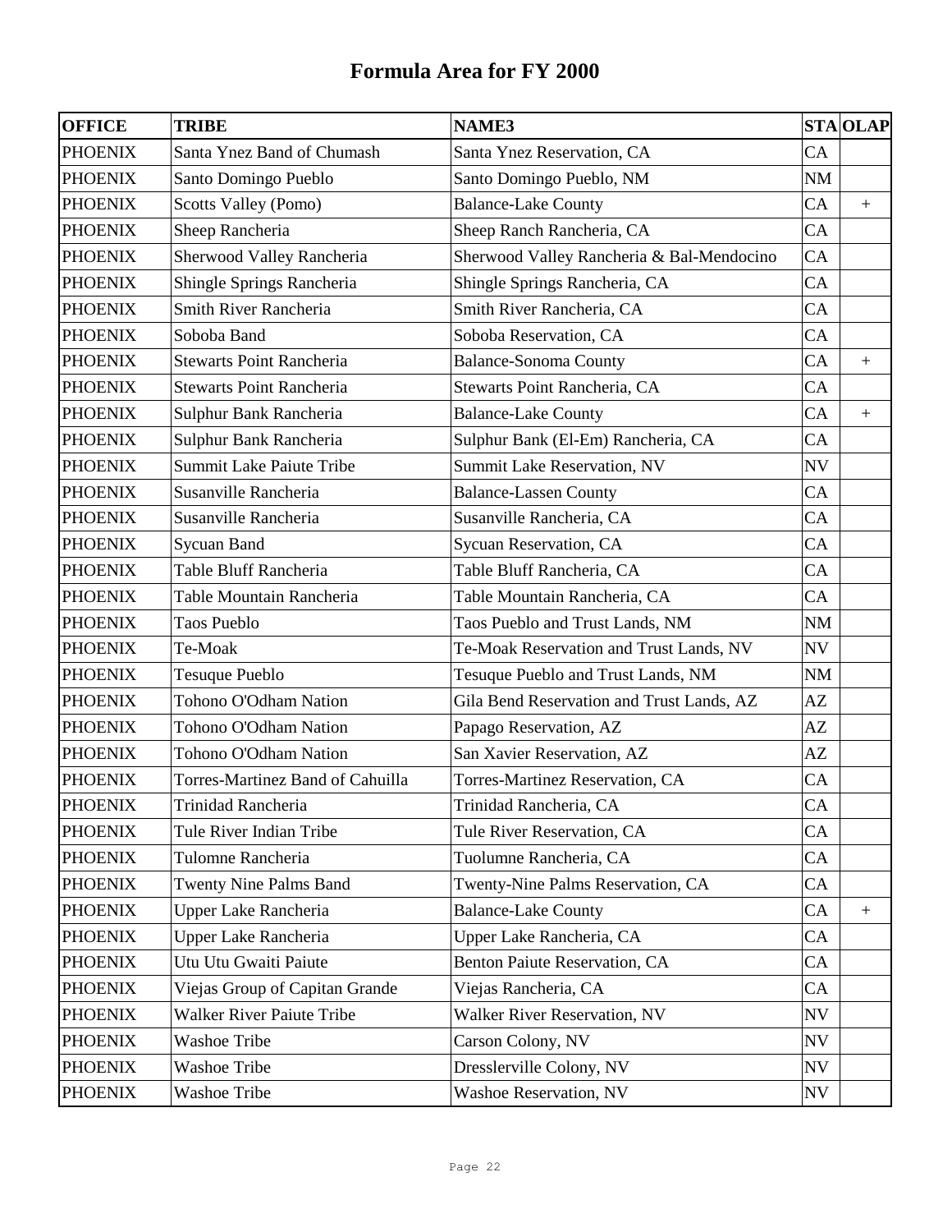# Formula Area for FY 2000

| OFFICE | TRIBE | NAME3 | STA | OLAP |
|---|---|---|---|---|
| PHOENIX | Santa Ynez Band of Chumash | Santa Ynez Reservation, CA | CA | |
| PHOENIX | Santo Domingo Pueblo | Santo Domingo Pueblo, NM | NM | |
| PHOENIX | Scotts Valley (Pomo) | Balance-Lake County | CA | + |
| PHOENIX | Sheep Rancheria | Sheep Ranch Rancheria, CA | CA | |
| PHOENIX | Sherwood Valley Rancheria | Sherwood Valley Rancheria & Bal-Mendocino | CA | |
| PHOENIX | Shingle Springs Rancheria | Shingle Springs Rancheria, CA | CA | |
| PHOENIX | Smith River Rancheria | Smith River Rancheria, CA | CA | |
| PHOENIX | Soboba Band | Soboba Reservation, CA | CA | |
| PHOENIX | Stewarts Point Rancheria | Balance-Sonoma County | CA | + |
| PHOENIX | Stewarts Point Rancheria | Stewarts Point Rancheria, CA | CA | |
| PHOENIX | Sulphur Bank Rancheria | Balance-Lake County | CA | + |
| PHOENIX | Sulphur Bank Rancheria | Sulphur Bank (El-Em) Rancheria, CA | CA | |
| PHOENIX | Summit Lake Paiute Tribe | Summit Lake Reservation, NV | NV | |
| PHOENIX | Susanville Rancheria | Balance-Lassen County | CA | |
| PHOENIX | Susanville Rancheria | Susanville Rancheria, CA | CA | |
| PHOENIX | Sycuan Band | Sycuan Reservation, CA | CA | |
| PHOENIX | Table Bluff Rancheria | Table Bluff Rancheria, CA | CA | |
| PHOENIX | Table Mountain Rancheria | Table Mountain Rancheria, CA | CA | |
| PHOENIX | Taos Pueblo | Taos Pueblo and Trust Lands, NM | NM | |
| PHOENIX | Te-Moak | Te-Moak Reservation and Trust Lands, NV | NV | |
| PHOENIX | Tesuque Pueblo | Tesuque Pueblo and Trust Lands, NM | NM | |
| PHOENIX | Tohono O'Odham Nation | Gila Bend Reservation and Trust Lands, AZ | AZ | |
| PHOENIX | Tohono O'Odham Nation | Papago Reservation, AZ | AZ | |
| PHOENIX | Tohono O'Odham Nation | San Xavier Reservation, AZ | AZ | |
| PHOENIX | Torres-Martinez Band of Cahuilla | Torres-Martinez Reservation, CA | CA | |
| PHOENIX | Trinidad Rancheria | Trinidad Rancheria, CA | CA | |
| PHOENIX | Tule River Indian Tribe | Tule River Reservation, CA | CA | |
| PHOENIX | Tulomne Rancheria | Tuolumne Rancheria, CA | CA | |
| PHOENIX | Twenty Nine Palms Band | Twenty-Nine Palms Reservation, CA | CA | |
| PHOENIX | Upper Lake Rancheria | Balance-Lake County | CA | + |
| PHOENIX | Upper Lake Rancheria | Upper Lake Rancheria, CA | CA | |
| PHOENIX | Utu Utu Gwaiti Paiute | Benton Paiute Reservation, CA | CA | |
| PHOENIX | Viejas Group of Capitan Grande | Viejas Rancheria, CA | CA | |
| PHOENIX | Walker River Paiute Tribe | Walker River Reservation, NV | NV | |
| PHOENIX | Washoe Tribe | Carson Colony, NV | NV | |
| PHOENIX | Washoe Tribe | Dresslerville Colony, NV | NV | |
| PHOENIX | Washoe Tribe | Washoe Reservation, NV | NV | |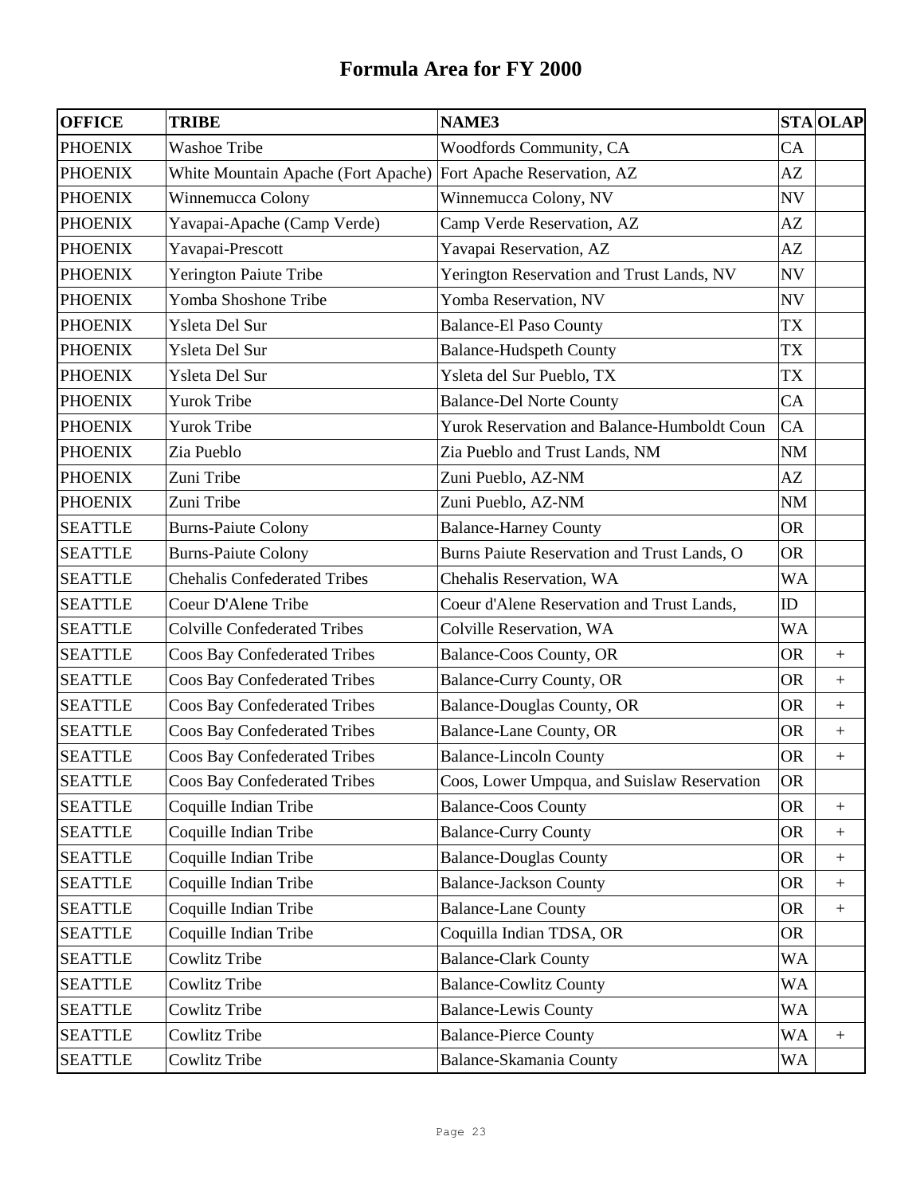# Formula Area for FY 2000

| OFFICE | TRIBE | NAME3 | STA | OLAP |
|---|---|---|---|---|
| PHOENIX | Washoe Tribe | Woodfords Community, CA | CA | |
| PHOENIX | White Mountain Apache (Fort Apache) | Fort Apache Reservation, AZ | AZ | |
| PHOENIX | Winnemucca Colony | Winnemucca Colony, NV | NV | |
| PHOENIX | Yavapai-Apache (Camp Verde) | Camp Verde Reservation, AZ | AZ | |
| PHOENIX | Yavapai-Prescott | Yavapai Reservation, AZ | AZ | |
| PHOENIX | Yerington Paiute Tribe | Yerington Reservation and Trust Lands, NV | NV | |
| PHOENIX | Yomba Shoshone Tribe | Yomba Reservation, NV | NV | |
| PHOENIX | Ysleta Del Sur | Balance-El Paso County | TX | |
| PHOENIX | Ysleta Del Sur | Balance-Hudspeth County | TX | |
| PHOENIX | Ysleta Del Sur | Ysleta del Sur Pueblo, TX | TX | |
| PHOENIX | Yurok Tribe | Balance-Del Norte County | CA | |
| PHOENIX | Yurok Tribe | Yurok Reservation and Balance-Humboldt Coun | CA | |
| PHOENIX | Zia Pueblo | Zia Pueblo and Trust Lands, NM | NM | |
| PHOENIX | Zuni Tribe | Zuni Pueblo, AZ-NM | AZ | |
| PHOENIX | Zuni Tribe | Zuni Pueblo, AZ-NM | NM | |
| SEATTLE | Burns-Paiute Colony | Balance-Harney County | OR | |
| SEATTLE | Burns-Paiute Colony | Burns Paiute Reservation and Trust Lands, O | OR | |
| SEATTLE | Chehalis Confederated Tribes | Chehalis Reservation, WA | WA | |
| SEATTLE | Coeur D'Alene Tribe | Coeur d'Alene Reservation and Trust Lands, | ID | |
| SEATTLE | Colville Confederated Tribes | Colville Reservation, WA | WA | |
| SEATTLE | Coos Bay Confederated Tribes | Balance-Coos County, OR | OR | + |
| SEATTLE | Coos Bay Confederated Tribes | Balance-Curry County, OR | OR | + |
| SEATTLE | Coos Bay Confederated Tribes | Balance-Douglas County, OR | OR | + |
| SEATTLE | Coos Bay Confederated Tribes | Balance-Lane County, OR | OR | + |
| SEATTLE | Coos Bay Confederated Tribes | Balance-Lincoln County | OR | + |
| SEATTLE | Coos Bay Confederated Tribes | Coos, Lower Umpqua, and Suislaw Reservation | OR | |
| SEATTLE | Coquille Indian Tribe | Balance-Coos County | OR | + |
| SEATTLE | Coquille Indian Tribe | Balance-Curry County | OR | + |
| SEATTLE | Coquille Indian Tribe | Balance-Douglas County | OR | + |
| SEATTLE | Coquille Indian Tribe | Balance-Jackson County | OR | + |
| SEATTLE | Coquille Indian Tribe | Balance-Lane County | OR | + |
| SEATTLE | Coquille Indian Tribe | Coquilla Indian TDSA, OR | OR | |
| SEATTLE | Cowlitz Tribe | Balance-Clark County | WA | |
| SEATTLE | Cowlitz Tribe | Balance-Cowlitz County | WA | |
| SEATTLE | Cowlitz Tribe | Balance-Lewis County | WA | |
| SEATTLE | Cowlitz Tribe | Balance-Pierce County | WA | + |
| SEATTLE | Cowlitz Tribe | Balance-Skamania County | WA | |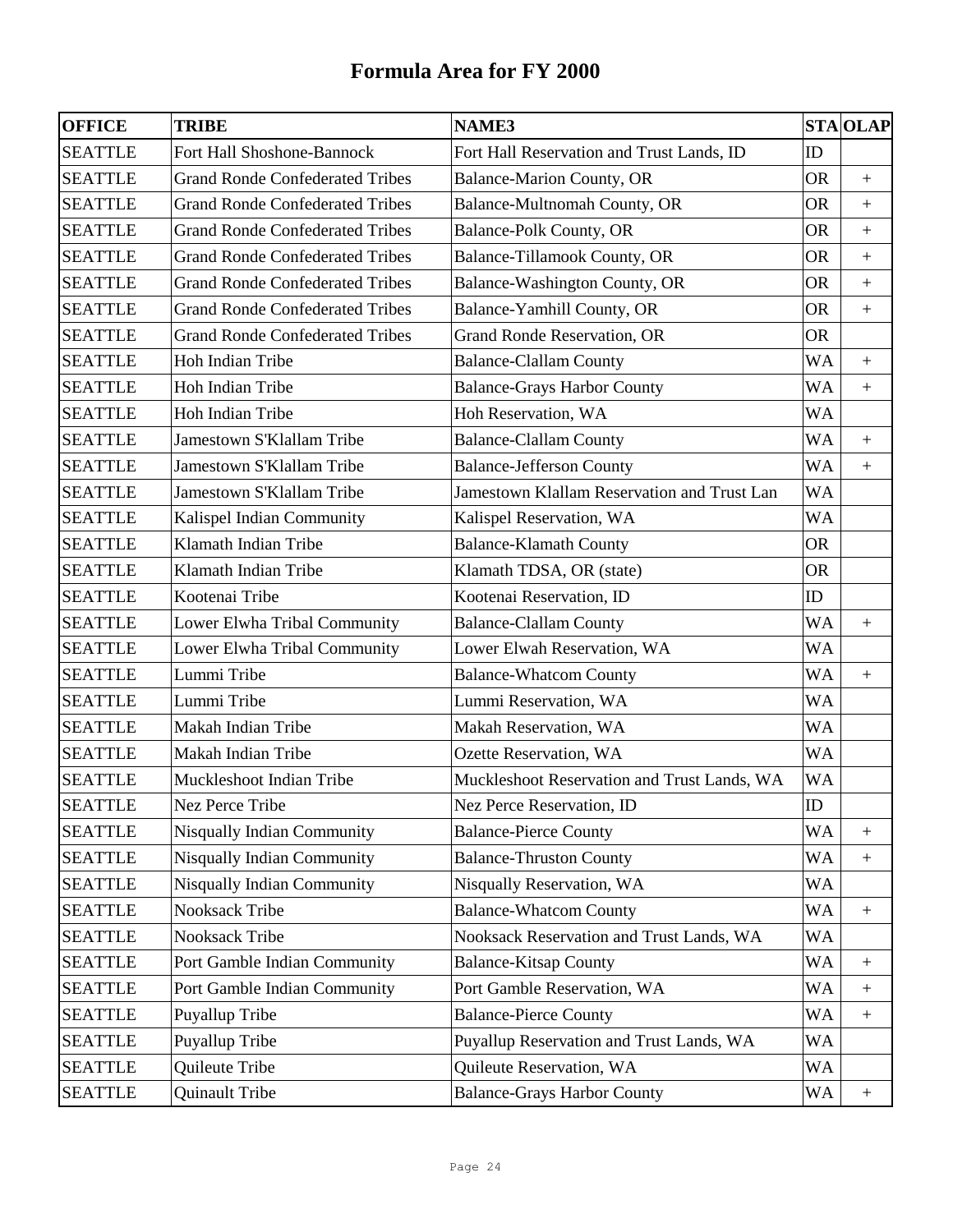# Formula Area for FY 2000

| OFFICE | TRIBE | NAME3 | STA | OLAP |
|---|---|---|---|---|
| SEATTLE | Fort Hall Shoshone-Bannock | Fort Hall Reservation and Trust Lands, ID | ID | |
| SEATTLE | Grand Ronde Confederated Tribes | Balance-Marion County, OR | OR | + |
| SEATTLE | Grand Ronde Confederated Tribes | Balance-Multnomah County, OR | OR | + |
| SEATTLE | Grand Ronde Confederated Tribes | Balance-Polk County, OR | OR | + |
| SEATTLE | Grand Ronde Confederated Tribes | Balance-Tillamook County, OR | OR | + |
| SEATTLE | Grand Ronde Confederated Tribes | Balance-Washington County, OR | OR | + |
| SEATTLE | Grand Ronde Confederated Tribes | Balance-Yamhill County, OR | OR | + |
| SEATTLE | Grand Ronde Confederated Tribes | Grand Ronde Reservation, OR | OR | |
| SEATTLE | Hoh Indian Tribe | Balance-Clallam County | WA | + |
| SEATTLE | Hoh Indian Tribe | Balance-Grays Harbor County | WA | + |
| SEATTLE | Hoh Indian Tribe | Hoh Reservation, WA | WA | |
| SEATTLE | Jamestown S'Klallam Tribe | Balance-Clallam County | WA | + |
| SEATTLE | Jamestown S'Klallam Tribe | Balance-Jefferson County | WA | + |
| SEATTLE | Jamestown S'Klallam Tribe | Jamestown Klallam Reservation and Trust Lan | WA | |
| SEATTLE | Kalispel Indian Community | Kalispel Reservation, WA | WA | |
| SEATTLE | Klamath Indian Tribe | Balance-Klamath County | OR | |
| SEATTLE | Klamath Indian Tribe | Klamath TDSA, OR (state) | OR | |
| SEATTLE | Kootenai Tribe | Kootenai Reservation, ID | ID | |
| SEATTLE | Lower Elwha Tribal Community | Balance-Clallam County | WA | + |
| SEATTLE | Lower Elwha Tribal Community | Lower Elwah Reservation, WA | WA | |
| SEATTLE | Lummi Tribe | Balance-Whatcom County | WA | + |
| SEATTLE | Lummi Tribe | Lummi Reservation, WA | WA | |
| SEATTLE | Makah Indian Tribe | Makah Reservation, WA | WA | |
| SEATTLE | Makah Indian Tribe | Ozette Reservation, WA | WA | |
| SEATTLE | Muckleshoot Indian Tribe | Muckleshoot Reservation and Trust Lands, WA | WA | |
| SEATTLE | Nez Perce Tribe | Nez Perce Reservation, ID | ID | |
| SEATTLE | Nisqually Indian Community | Balance-Pierce County | WA | + |
| SEATTLE | Nisqually Indian Community | Balance-Thruston County | WA | + |
| SEATTLE | Nisqually Indian Community | Nisqually Reservation, WA | WA | |
| SEATTLE | Nooksack Tribe | Balance-Whatcom County | WA | + |
| SEATTLE | Nooksack Tribe | Nooksack Reservation and Trust Lands, WA | WA | |
| SEATTLE | Port Gamble Indian Community | Balance-Kitsap County | WA | + |
| SEATTLE | Port Gamble Indian Community | Port Gamble Reservation, WA | WA | + |
| SEATTLE | Puyallup Tribe | Balance-Pierce County | WA | + |
| SEATTLE | Puyallup Tribe | Puyallup Reservation and Trust Lands, WA | WA | |
| SEATTLE | Quileute Tribe | Quileute Reservation, WA | WA | |
| SEATTLE | Quinault Tribe | Balance-Grays Harbor County | WA | + |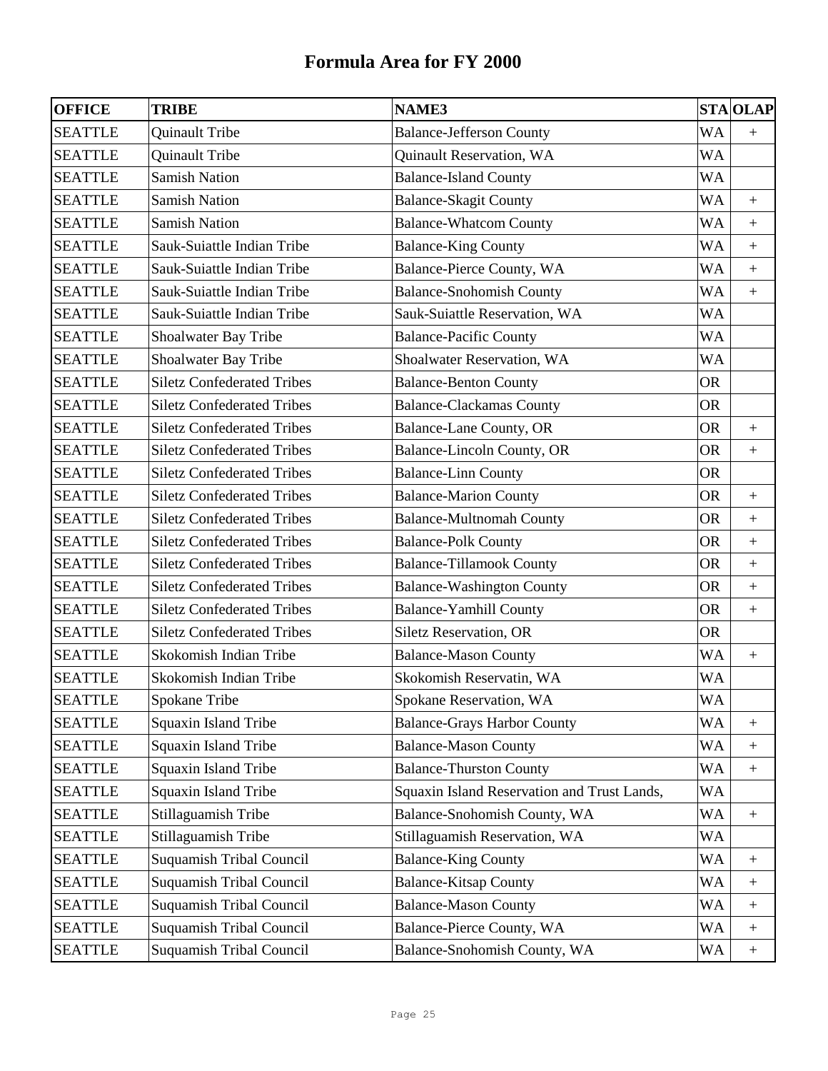# Formula Area for FY 2000

| OFFICE | TRIBE | NAME3 | STA | OLAP |
|---|---|---|---|---|
| SEATTLE | Quinault Tribe | Balance-Jefferson County | WA | + |
| SEATTLE | Quinault Tribe | Quinault Reservation, WA | WA | |
| SEATTLE | Samish Nation | Balance-Island County | WA | |
| SEATTLE | Samish Nation | Balance-Skagit County | WA | + |
| SEATTLE | Samish Nation | Balance-Whatcom County | WA | + |
| SEATTLE | Sauk-Suiattle Indian Tribe | Balance-King County | WA | + |
| SEATTLE | Sauk-Suiattle Indian Tribe | Balance-Pierce County, WA | WA | + |
| SEATTLE | Sauk-Suiattle Indian Tribe | Balance-Snohomish County | WA | + |
| SEATTLE | Sauk-Suiattle Indian Tribe | Sauk-Suiattle Reservation, WA | WA | |
| SEATTLE | Shoalwater Bay Tribe | Balance-Pacific County | WA | |
| SEATTLE | Shoalwater Bay Tribe | Shoalwater Reservation, WA | WA | |
| SEATTLE | Siletz Confederated Tribes | Balance-Benton County | OR | |
| SEATTLE | Siletz Confederated Tribes | Balance-Clackamas County | OR | |
| SEATTLE | Siletz Confederated Tribes | Balance-Lane County, OR | OR | + |
| SEATTLE | Siletz Confederated Tribes | Balance-Lincoln County, OR | OR | + |
| SEATTLE | Siletz Confederated Tribes | Balance-Linn County | OR | |
| SEATTLE | Siletz Confederated Tribes | Balance-Marion County | OR | + |
| SEATTLE | Siletz Confederated Tribes | Balance-Multnomah County | OR | + |
| SEATTLE | Siletz Confederated Tribes | Balance-Polk County | OR | + |
| SEATTLE | Siletz Confederated Tribes | Balance-Tillamook County | OR | + |
| SEATTLE | Siletz Confederated Tribes | Balance-Washington County | OR | + |
| SEATTLE | Siletz Confederated Tribes | Balance-Yamhill County | OR | + |
| SEATTLE | Siletz Confederated Tribes | Siletz Reservation, OR | OR | |
| SEATTLE | Skokomish Indian Tribe | Balance-Mason County | WA | + |
| SEATTLE | Skokomish Indian Tribe | Skokomish Reservatin, WA | WA | |
| SEATTLE | Spokane Tribe | Spokane Reservation, WA | WA | |
| SEATTLE | Squaxin Island Tribe | Balance-Grays Harbor County | WA | + |
| SEATTLE | Squaxin Island Tribe | Balance-Mason County | WA | + |
| SEATTLE | Squaxin Island Tribe | Balance-Thurston County | WA | + |
| SEATTLE | Squaxin Island Tribe | Squaxin Island Reservation and Trust Lands, | WA | |
| SEATTLE | Stillaguamish Tribe | Balance-Snohomish County, WA | WA | + |
| SEATTLE | Stillaguamish Tribe | Stillaguamish Reservation, WA | WA | |
| SEATTLE | Suquamish Tribal Council | Balance-King County | WA | + |
| SEATTLE | Suquamish Tribal Council | Balance-Kitsap County | WA | + |
| SEATTLE | Suquamish Tribal Council | Balance-Mason County | WA | + |
| SEATTLE | Suquamish Tribal Council | Balance-Pierce County, WA | WA | + |
| SEATTLE | Suquamish Tribal Council | Balance-Snohomish County, WA | WA | + |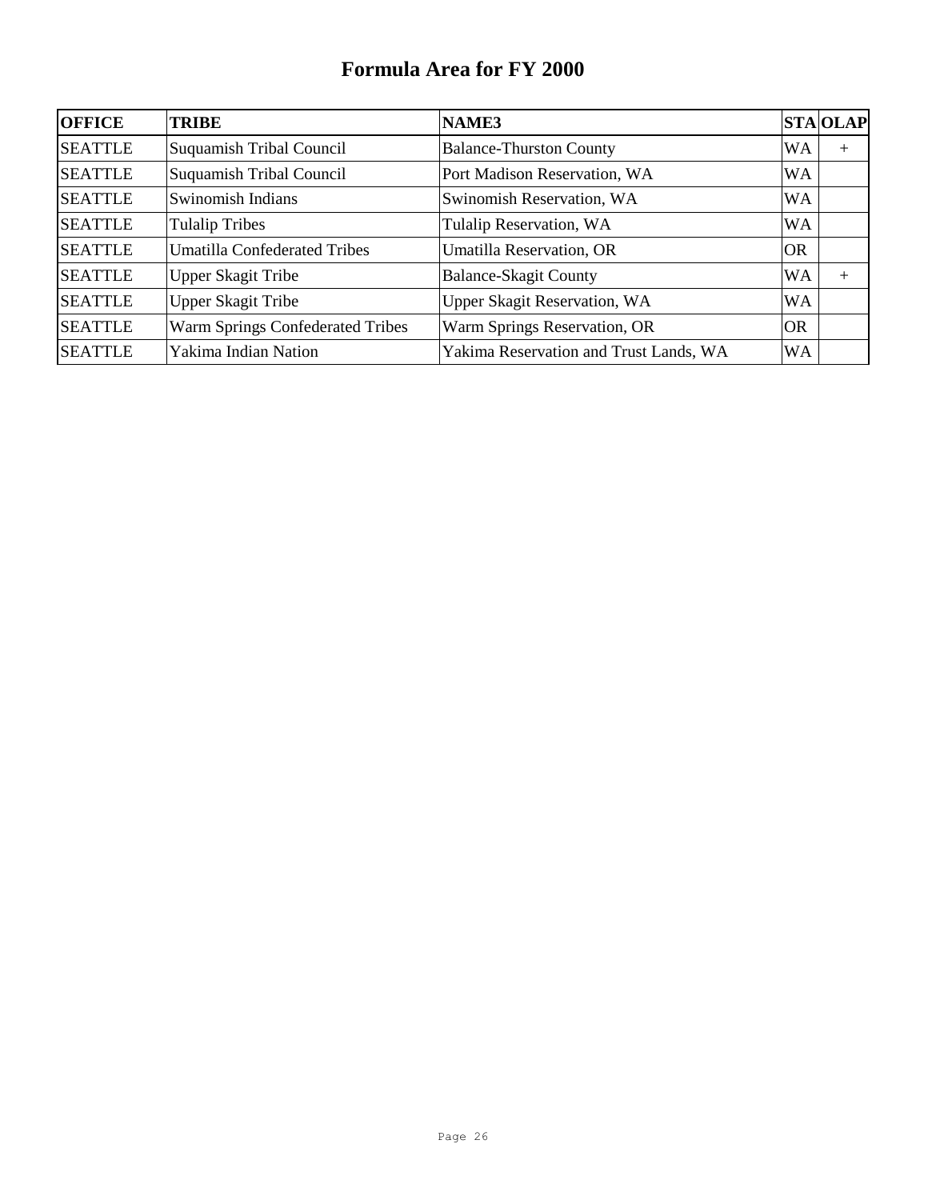# Formula Area for FY 2000

| OFFICE | TRIBE | NAME3 | STA | OLAP |
|---|---|---|---|---|
| SEATTLE | Suquamish Tribal Council | Balance-Thurston County | WA | + |
| SEATTLE | Suquamish Tribal Council | Port Madison Reservation, WA | WA | |
| SEATTLE | Swinomish Indians | Swinomish Reservation, WA | WA | |
| SEATTLE | Tulalip Tribes | Tulalip Reservation, WA | WA | |
| SEATTLE | Umatilla Confederated Tribes | Umatilla Reservation, OR | OR | |
| SEATTLE | Upper Skagit Tribe | Balance-Skagit County | WA | + |
| SEATTLE | Upper Skagit Tribe | Upper Skagit Reservation, WA | WA | |
| SEATTLE | Warm Springs Confederated Tribes | Warm Springs Reservation, OR | OR | |
| SEATTLE | Yakima Indian Nation | Yakima Reservation and Trust Lands, WA | WA | |